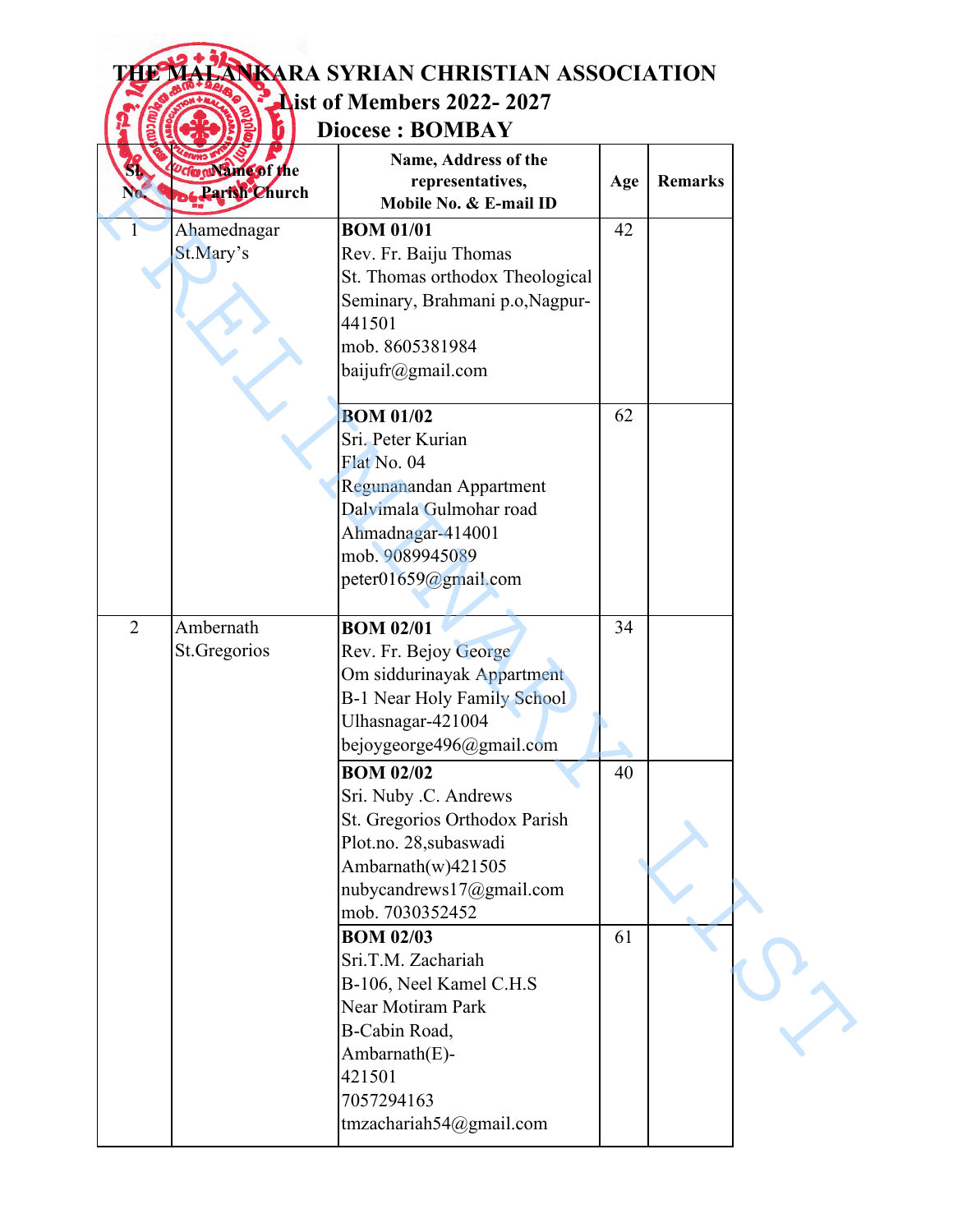# THE MALANKARA SYRIAN CHRISTIAN ASSOCIATION

## List of Members 2022- 2027

## Diocese : BOMBAY

| Sl. No. | Name of the Parish Church | Name, Address of the representatives, Mobile No. & E-mail ID | Age | Remarks |
|---|---|---|---|---|
| 1 | Ahamednagar St.Mary's | **BOM 01/01**<br>Rev. Fr. Baiju Thomas<br>St. Thomas orthodox Theological Seminary, Brahmani p.o,Nagpur-441501<br>mob. 8605381984<br>baijufr@gmail.com | 42 | |
| | | **BOM 01/02**<br>Sri. Peter Kurian<br>Flat No. 04<br>Regunanandan Appartment<br>Dalvimala Gulmohar road<br>Ahmadnagar-414001<br>mob. 9089945089<br>peter01659@gmail.com | 62 | |
| 2 | Ambernath St.Gregorios | **BOM 02/01**<br>Rev. Fr. Bejoy George<br>Om siddurinayak Appartment<br>B-1 Near Holy Family School<br>Ulhasnagar-421004<br>bejoygeorge496@gmail.com | 34 | |
| | | **BOM 02/02**<br>Sri. Nuby .C. Andrews<br>St. Gregorios Orthodox Parish<br>Plot.no. 28,subaswadi<br>Ambarnath(w)421505<br>nubycandrews17@gmail.com<br>mob. 7030352452 | 40 | |
| | | **BOM 02/03**<br>Sri.T.M. Zachariah<br>B-106, Neel Kamel C.H.S<br>Near Motiram Park<br>B-Cabin Road,<br>Ambarnath(E)-<br>421501<br>7057294163<br>tmzachariah54@gmail.com | 61 | |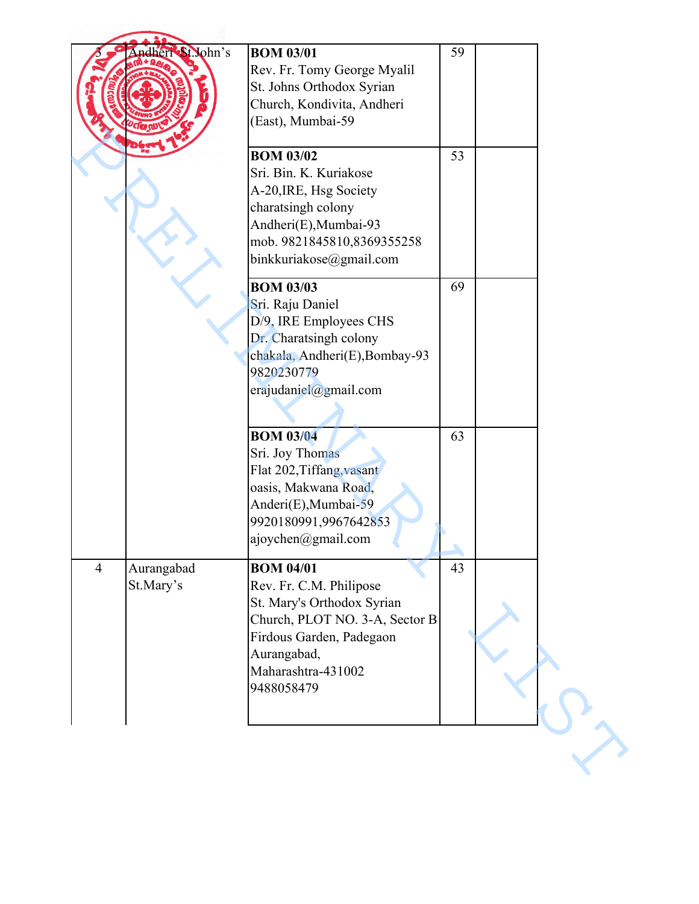| | | | | |
|---|---|---|---|---|
| 3 | Andheri St.John's | **BOM 03/01**<br>Rev. Fr. Tomy George Myalil<br>St. Johns Orthodox Syrian Church, Kondivita, Andheri (East), Mumbai-59 | 59 | |
| | | **BOM 03/02**<br>Sri. Bin. K. Kuriakose<br>A-20,IRE, Hsg Society<br>charatsingh colony<br>Andheri(E),Mumbai-93<br>mob. 9821845810,8369355258<br>binkkuriakose@gmail.com | 53 | |
| | | **BOM 03/03**<br>Sri. Raju Daniel<br>D/9, IRE Employees CHS<br>Dr. Charatsingh colony<br>chakala, Andheri(E),Bombay-93<br>9820230779<br>erajudaniel@gmail.com | 69 | |
| | | **BOM 03/04**<br>Sri. Joy Thomas<br>Flat 202,Tiffang,vasant oasis, Makwana Road, Anderi(E),Mumbai-59<br>9920180991,9967642853<br>ajoychen@gmail.com | 63 | |
| 4 | Aurangabad St.Mary's | **BOM 04/01**<br>Rev. Fr. C.M. Philipose<br>St. Mary's Orthodox Syrian Church, PLOT NO. 3-A, Sector B Firdous Garden, Padegaon Aurangabad, Maharashtra-431002<br>9488058479 | 43 | |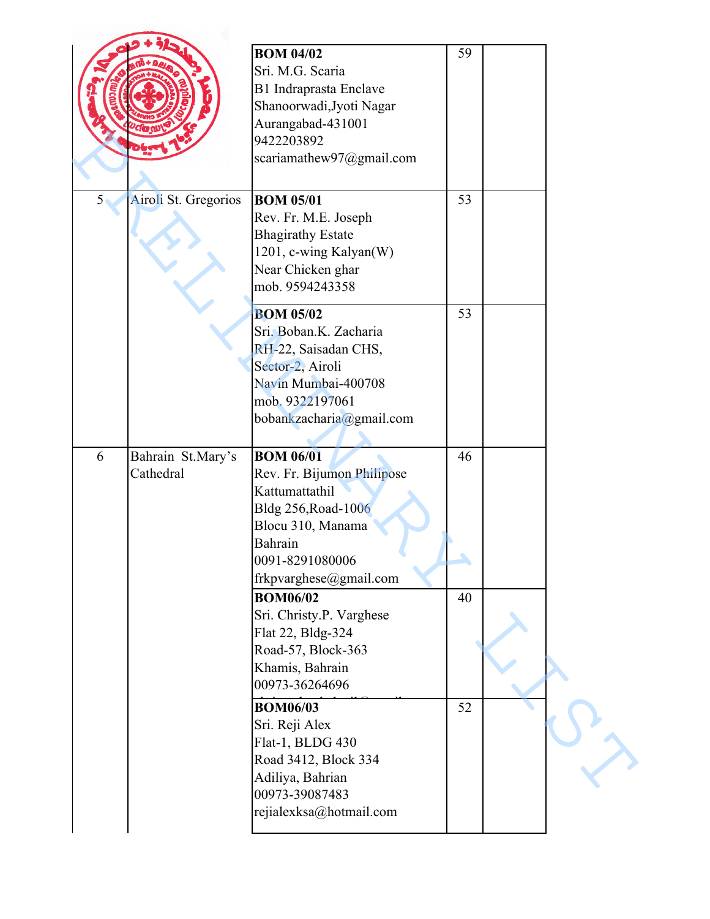| | | | | |
|---|---|---|---|---|
| | | **BOM 04/02**<br>Sri. M.G. Scaria<br>B1 Indraprasta Enclave<br>Shanoorwadi,Jyoti Nagar<br>Aurangabad-431001<br>9422203892<br>scariamathew97@gmail.com | 59 | |
| 5 | Airoli St. Gregorios | **BOM 05/01**<br>Rev. Fr. M.E. Joseph<br>Bhagirathy Estate<br>1201, c-wing Kalyan(W)<br>Near Chicken ghar<br>mob. 9594243358 | 53 | |
| | | **BOM 05/02**<br>Sri. Boban.K. Zacharia<br>RH-22, Saisadan CHS,<br>Sector-2, Airoli<br>Navin Mumbai-400708<br>mob. 9322197061<br>bobankzacharia@gmail.com | 53 | |
| 6 | Bahrain St.Mary's Cathedral | **BOM 06/01**<br>Rev. Fr. Bijumon Philipose<br>Kattumattathil<br>Bldg 256,Road-1006<br>Blocu 310, Manama<br>Bahrain<br>0091-8291080006<br>frkpvarghese@gmail.com | 46 | |
| | | **BOM06/02**<br>Sri. Christy.P. Varghese<br>Flat 22, Bldg-324<br>Road-57, Block-363<br>Khamis, Bahrain<br>00973-36264696 | 40 | |
| | | **BOM06/03**<br>Sri. Reji Alex<br>Flat-1, BLDG 430<br>Road 3412, Block 334<br>Adiliya, Bahrian<br>00973-39087483<br>rejialexksa@hotmail.com | 52 | |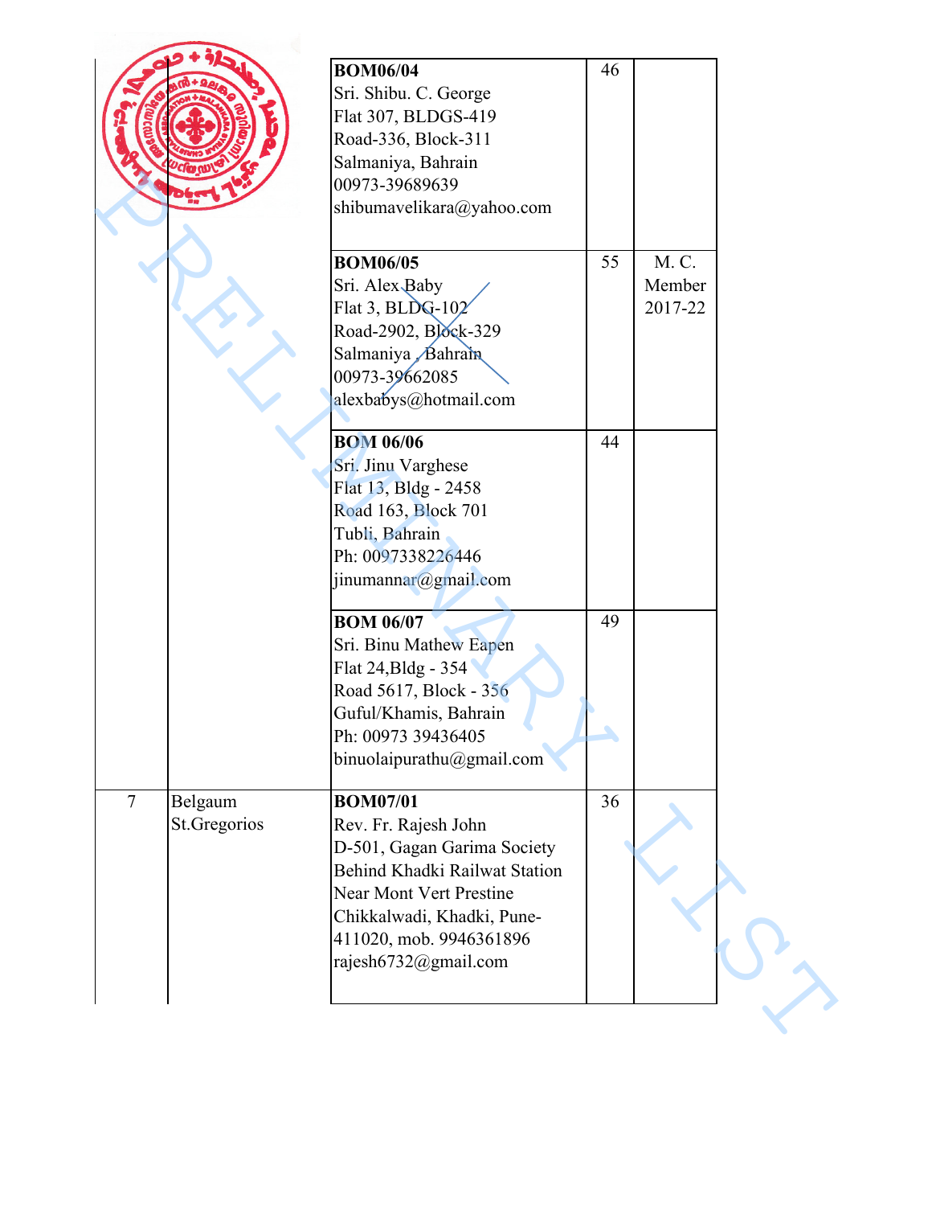| | | | | |
|---|---|---|---|---|
| | | **BOM06/04**<br>Sri. Shibu. C. George<br>Flat 307, BLDGS-419<br>Road-336, Block-311<br>Salmaniya, Bahrain<br>00973-39689639<br>shibumavelikara@yahoo.com | 46 | |
| | | **BOM06/05**<br>Sri. Alex Baby<br>Flat 3, BLDG-102<br>Road-2902, Block-329<br>Salmaniya , Bahrain<br>00973-39662085<br>alexbabys@hotmail.com | 55 | M. C. Member 2017-22 |
| | | **BOM 06/06**<br>Sri. Jinu Varghese<br>Flat 13, Bldg - 2458<br>Road 163, Block 701<br>Tubli, Bahrain<br>Ph: 0097338226446<br>jinumannar@gmail.com | 44 | |
| | | **BOM 06/07**<br>Sri. Binu Mathew Eapen<br>Flat 24,Bldg - 354<br>Road 5617, Block - 356<br>Guful/Khamis, Bahrain<br>Ph: 00973 39436405<br>binuolaipurathu@gmail.com | 49 | |
| 7 | Belgaum St.Gregorios | **BOM07/01**<br>Rev. Fr. Rajesh John<br>D-501, Gagan Garima Society<br>Behind Khadki Railwat Station<br>Near Mont Vert Prestine<br>Chikkalwadi, Khadki, Pune-411020, mob. 9946361896<br>rajesh6732@gmail.com | 36 | |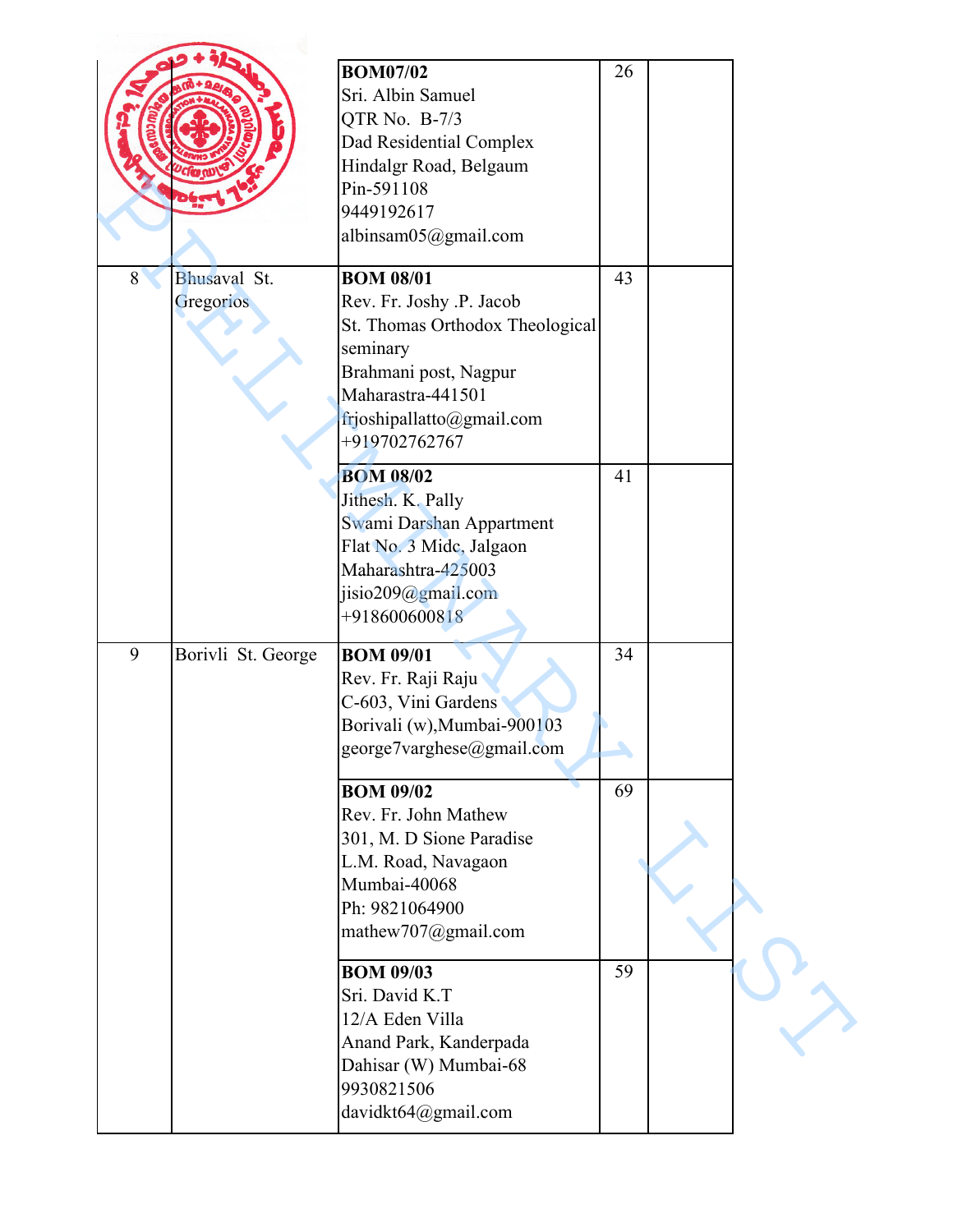| | | | | |
|---|---|---|---|---|
| | | **BOM07/02**<br>Sri. Albin Samuel<br>QTR No. B-7/3<br>Dad Residential Complex<br>Hindalgr Road, Belgaum<br>Pin-591108<br>9449192617<br>albinsam05@gmail.com | 26 | |
| 8 | Bhusaval St. Gregorios | **BOM 08/01**<br>Rev. Fr. Joshy .P. Jacob<br>St. Thomas Orthodox Theological seminary<br>Brahmani post, Nagpur<br>Maharastra-441501<br>frjoshipallatto@gmail.com<br>+919702762767 | 43 | |
| | | **BOM 08/02**<br>Jithesh. K. Pally<br>Swami Darshan Appartment<br>Flat No. 3 Midc, Jalgaon<br>Maharashtra-425003<br>jisio209@gmail.com<br>+918600600818 | 41 | |
| 9 | Borivli St. George | **BOM 09/01**<br>Rev. Fr. Raji Raju<br>C-603, Vini Gardens<br>Borivali (w),Mumbai-900103<br>george7varghese@gmail.com | 34 | |
| | | **BOM 09/02**<br>Rev. Fr. John Mathew<br>301, M. D Sione Paradise<br>L.M. Road, Navagaon<br>Mumbai-40068<br>Ph: 9821064900<br>mathew707@gmail.com | 69 | |
| | | **BOM 09/03**<br>Sri. David K.T<br>12/A Eden Villa<br>Anand Park, Kanderpada<br>Dahisar (W) Mumbai-68<br>9930821506<br>davidkt64@gmail.com | 59 | |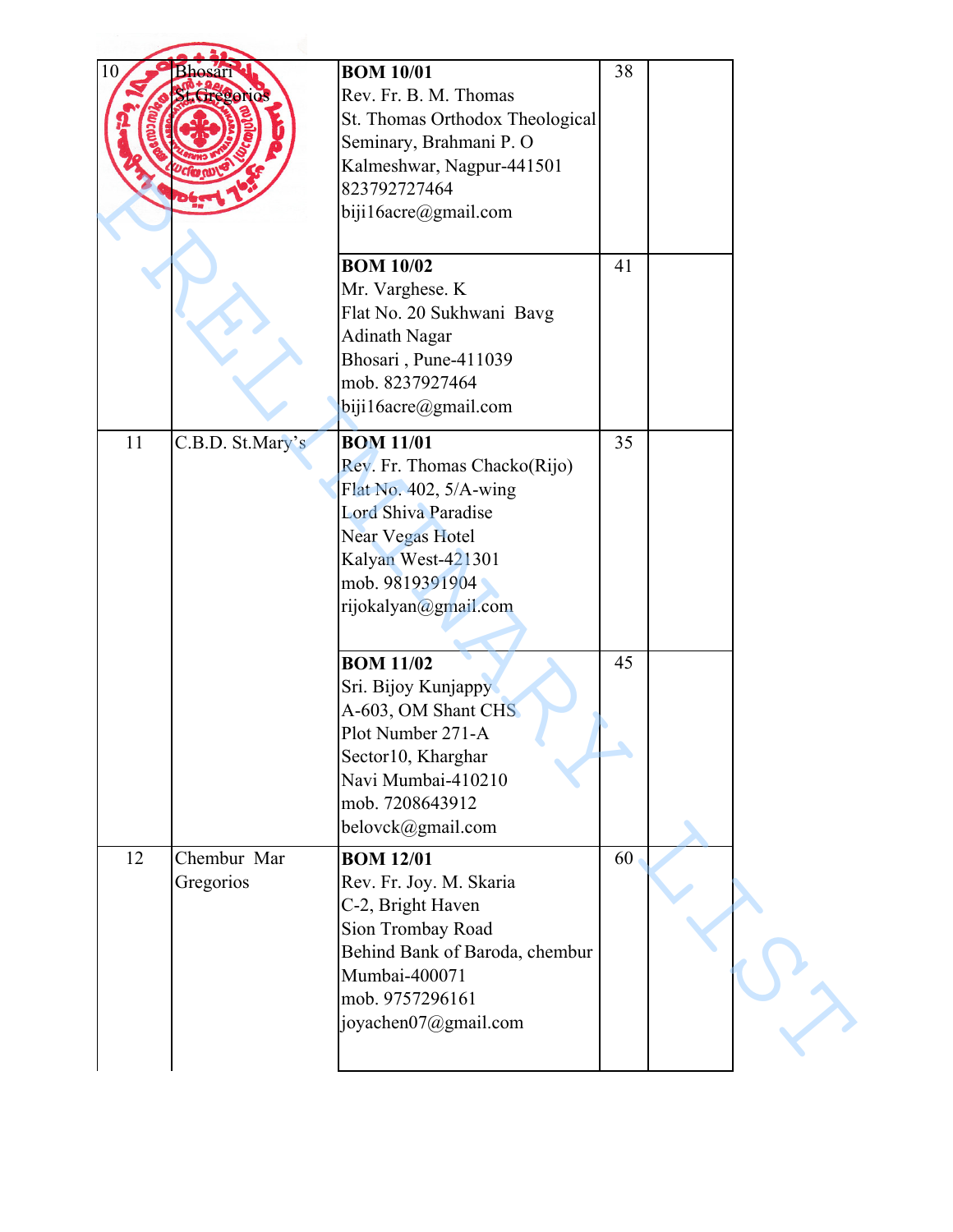| | | | | |
|---|---|---|---|---|
| 10 | Bhosari St.Gregorios | **BOM 10/01**<br>Rev. Fr. B. M. Thomas<br>St. Thomas Orthodox Theological Seminary, Brahmani P. O<br>Kalmeshwar, Nagpur-441501<br>823792727464<br>biji16acre@gmail.com | 38 | |
| | | **BOM 10/02**<br>Mr. Varghese. K<br>Flat No. 20 Sukhwani Bavg<br>Adinath Nagar<br>Bhosari , Pune-411039<br>mob. 8237927464<br>biji16acre@gmail.com | 41 | |
| 11 | C.B.D. St.Mary's | **BOM 11/01**<br>Rev. Fr. Thomas Chacko(Rijo)<br>Flat No. 402, 5/A-wing<br>Lord Shiva Paradise<br>Near Vegas Hotel<br>Kalyan West-421301<br>mob. 9819391904<br>rijokalyan@gmail.com | 35 | |
| | | **BOM 11/02**<br>Sri. Bijoy Kunjappy<br>A-603, OM Shant CHS<br>Plot Number 271-A<br>Sector10, Kharghar<br>Navi Mumbai-410210<br>mob. 7208643912<br>belovck@gmail.com | 45 | |
| 12 | Chembur Mar Gregorios | **BOM 12/01**<br>Rev. Fr. Joy. M. Skaria<br>C-2, Bright Haven<br>Sion Trombay Road<br>Behind Bank of Baroda, chembur<br>Mumbai-400071<br>mob. 9757296161<br>joyachen07@gmail.com | 60 | |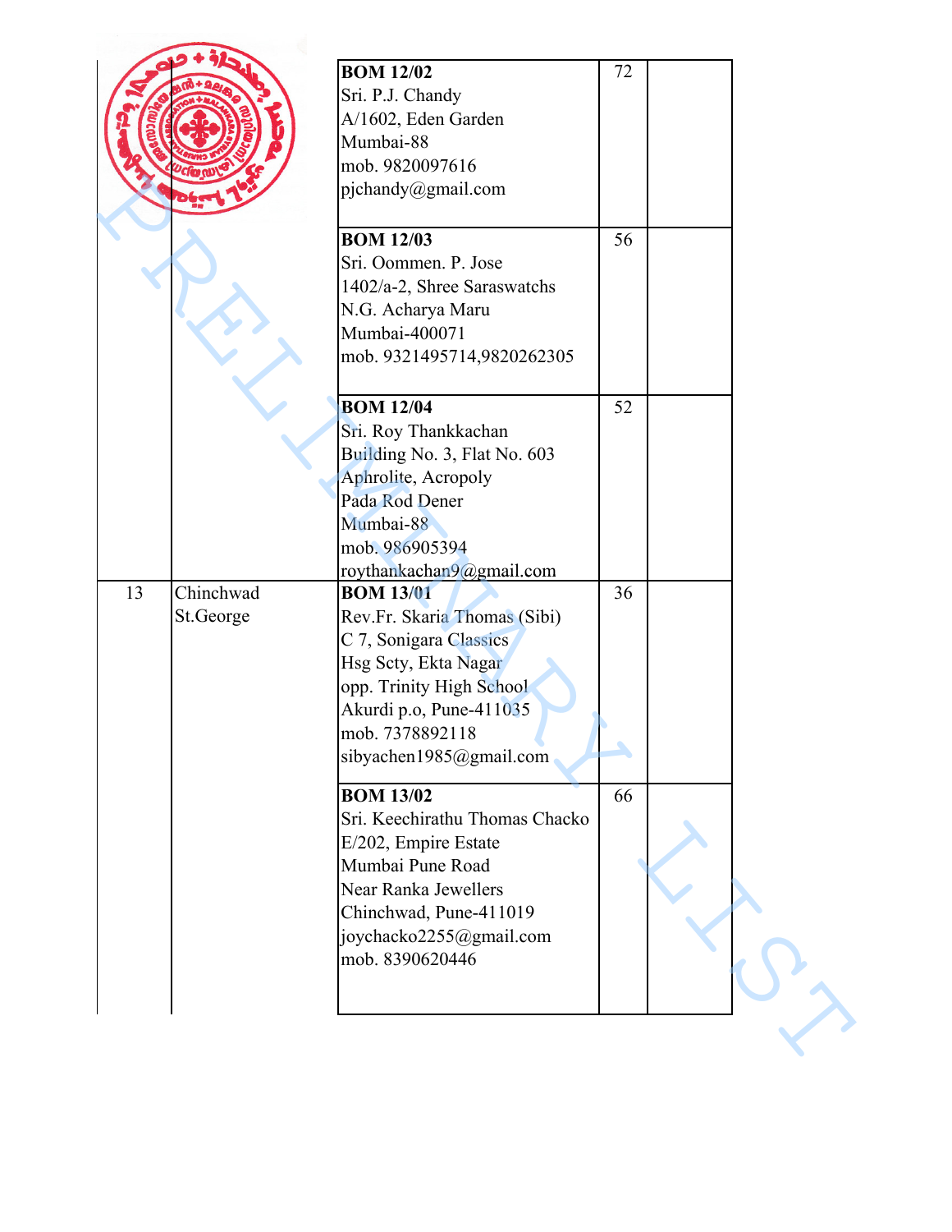| | | | | |
|---|---|---|---|---|
| | | **BOM 12/02**<br>Sri. P.J. Chandy<br>A/1602, Eden Garden<br>Mumbai-88<br>mob. 9820097616<br>pjchandy@gmail.com | 72 | |
| | | **BOM 12/03**<br>Sri. Oommen. P. Jose<br>1402/a-2, Shree Saraswatchs<br>N.G. Acharya Maru<br>Mumbai-400071<br>mob. 9321495714,9820262305 | 56 | |
| | | **BOM 12/04**<br>Sri. Roy Thankkachan<br>Building No. 3, Flat No. 603<br>Aphrolite, Acropoly<br>Pada Rod Dener<br>Mumbai-88<br>mob. 986905394<br>roythankachan9@gmail.com | 52 | |
| 13 | Chinchwad<br>St.George | **BOM 13/01**<br>Rev.Fr. Skaria Thomas (Sibi)<br>C 7, Sonigara Classics<br>Hsg Scty, Ekta Nagar<br>opp. Trinity High School<br>Akurdi p.o, Pune-411035<br>mob. 7378892118<br>sibyachen1985@gmail.com | 36 | |
| | | **BOM 13/02**<br>Sri. Keechirathu Thomas Chacko<br>E/202, Empire Estate<br>Mumbai Pune Road<br>Near Ranka Jewellers<br>Chinchwad, Pune-411019<br>joychacko2255@gmail.com<br>mob. 8390620446 | 66 | |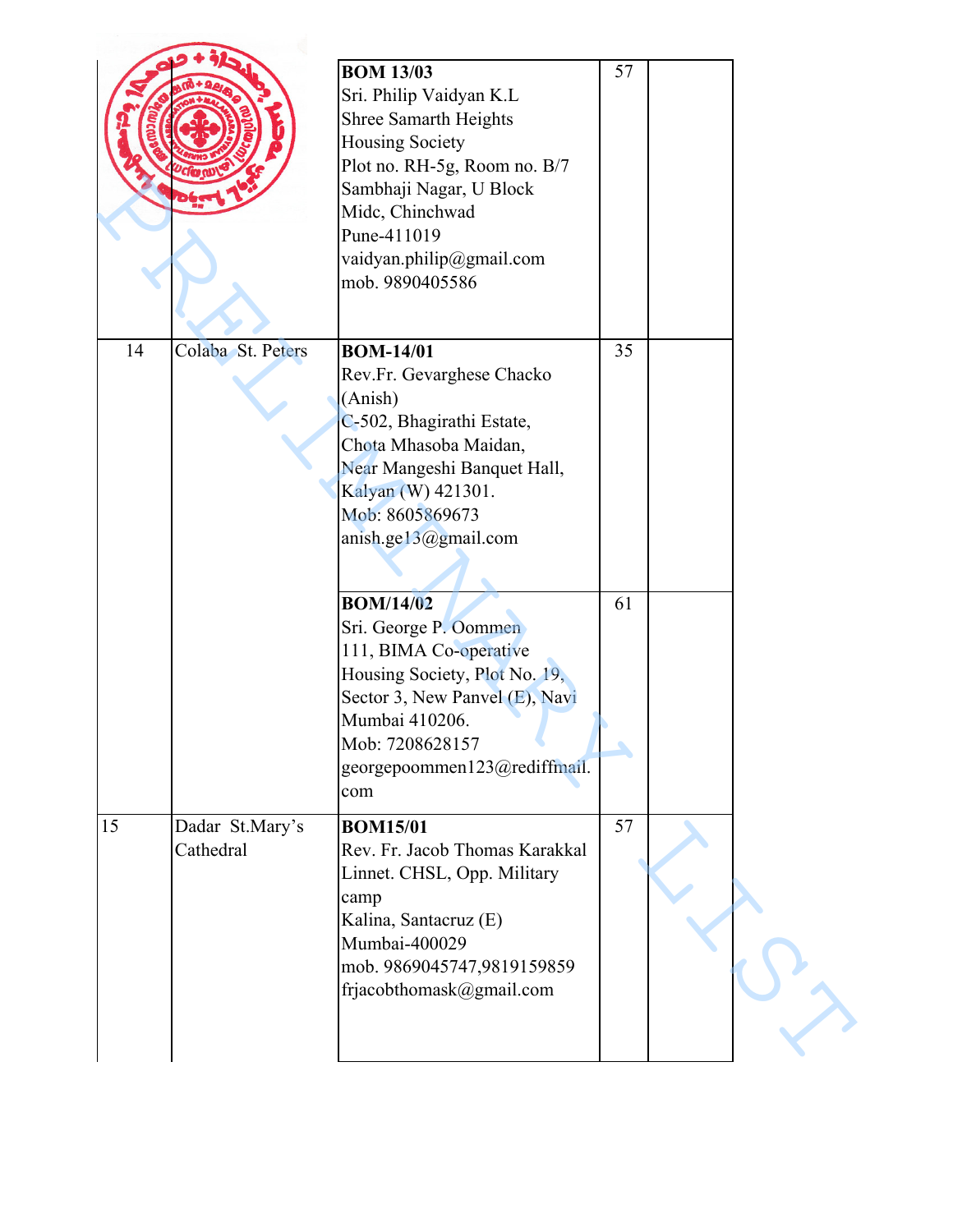| | | | | |
|---|---|---|---|---|
| | | **BOM 13/03**<br>Sri. Philip Vaidyan K.L<br>Shree Samarth Heights<br>Housing Society<br>Plot no. RH-5g, Room no. B/7<br>Sambhaji Nagar, U Block<br>Midc, Chinchwad<br>Pune-411019<br>vaidyan.philip@gmail.com<br>mob. 9890405586 | 57 | |
| 14 | Colaba St. Peters | **BOM-14/01**<br>Rev.Fr. Gevarghese Chacko (Anish)<br>C-502, Bhagirathi Estate,<br>Chota Mhasoba Maidan,<br>Near Mangeshi Banquet Hall,<br>Kalyan (W) 421301.<br>Mob: 8605869673<br>anish.ge13@gmail.com | 35 | |
| | | **BOM/14/02**<br>Sri. George P. Oommen<br>111, BIMA Co-operative Housing Society, Plot No. 19, Sector 3, New Panvel (E), Navi Mumbai 410206.<br>Mob: 7208628157<br>georgepoommen123@rediffmail.com | 61 | |
| 15 | Dadar St.Mary's Cathedral | **BOM15/01**<br>Rev. Fr. Jacob Thomas Karakkal<br>Linnet. CHSL, Opp. Military camp<br>Kalina, Santacruz (E)<br>Mumbai-400029<br>mob. 9869045747,9819159859<br>frjacobthomask@gmail.com | 57 | |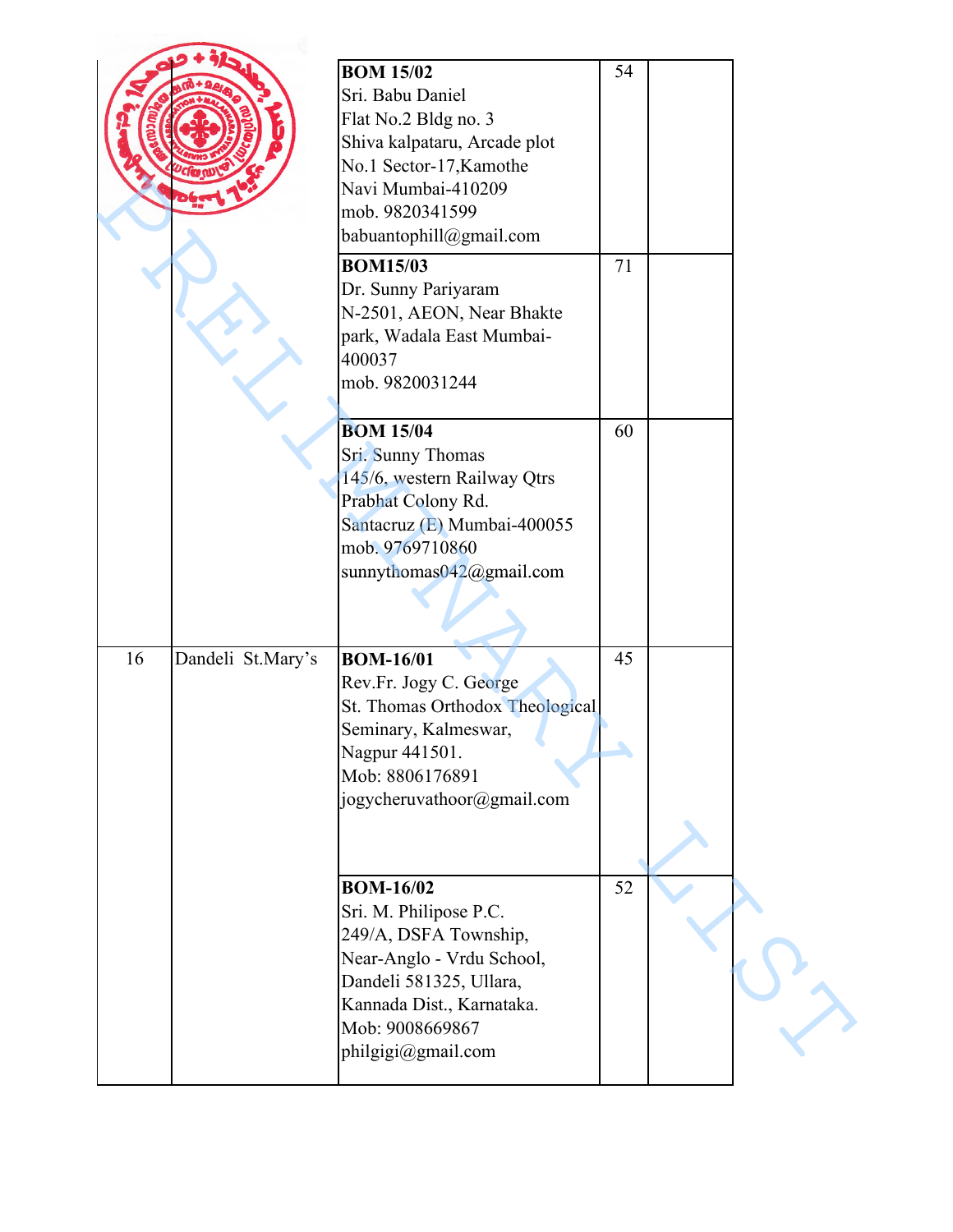| | | | | |
|---|---|---|---|---|
| | | **BOM 15/02**<br>Sri. Babu Daniel<br>Flat No.2 Bldg no. 3<br>Shiva kalpataru, Arcade plot No.1 Sector-17,Kamothe<br>Navi Mumbai-410209<br>mob. 9820341599<br>babuantophill@gmail.com | 54 | |
| | | **BOM15/03**<br>Dr. Sunny Pariyaram<br>N-2501, AEON, Near Bhakte park, Wadala East Mumbai-400037<br>mob. 9820031244 | 71 | |
| | | **BOM 15/04**<br>Sri. Sunny Thomas<br>145/6, western Railway Qtrs<br>Prabhat Colony Rd.<br>Santacruz (E) Mumbai-400055<br>mob. 9769710860<br>sunnythomas042@gmail.com | 60 | |
| 16 | Dandeli St.Mary's | **BOM-16/01**<br>Rev.Fr. Jogy C. George<br>St. Thomas Orthodox Theological Seminary, Kalmeswar,<br>Nagpur 441501.<br>Mob: 8806176891<br>jogycheruvathoor@gmail.com | 45 | |
| | | **BOM-16/02**<br>Sri. M. Philipose P.C.<br>249/A, DSFA Township,<br>Near-Anglo - Vrdu School,<br>Dandeli 581325, Ullara,<br>Kannada Dist., Karnataka.<br>Mob: 9008669867<br>philgigi@gmail.com | 52 | |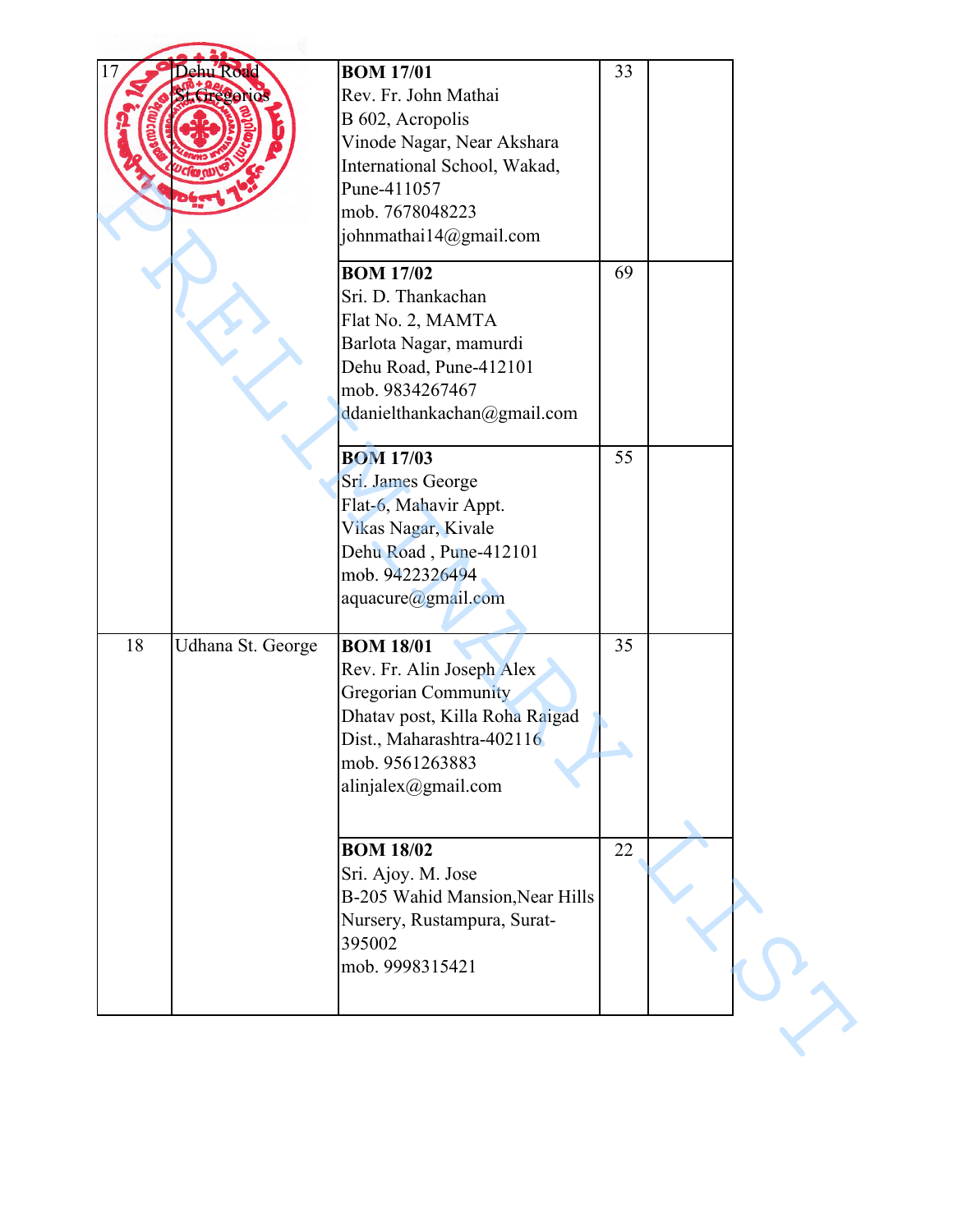| 17 | Dehu Road St.Gregorios | **BOM 17/01** Rev. Fr. John Mathai B 602, Acropolis Vinode Nagar, Near Akshara International School, Wakad, Pune-411057 mob. 7678048223 johnmathai14@gmail.com | 33 | |
|---|---|---|---|---|
| | | **BOM 17/02** Sri. D. Thankachan Flat No. 2, MAMTA Barlota Nagar, mamurdi Dehu Road, Pune-412101 mob. 9834267467 ddanielthankachan@gmail.com | 69 | |
| | | **BOM 17/03** Sri. James George Flat-6, Mahavir Appt. Vikas Nagar, Kivale Dehu Road , Pune-412101 mob. 9422326494 aquacure@gmail.com | 55 | |
| 18 | Udhana St. George | **BOM 18/01** Rev. Fr. Alin Joseph Alex Gregorian Community Dhatav post, Killa Roha Raigad Dist., Maharashtra-402116 mob. 9561263883 alinjalex@gmail.com | 35 | |
| | | **BOM 18/02** Sri. Ajoy. M. Jose B-205 Wahid Mansion,Near Hills Nursery, Rustampura, Surat-395002 mob. 9998315421 | 22 | |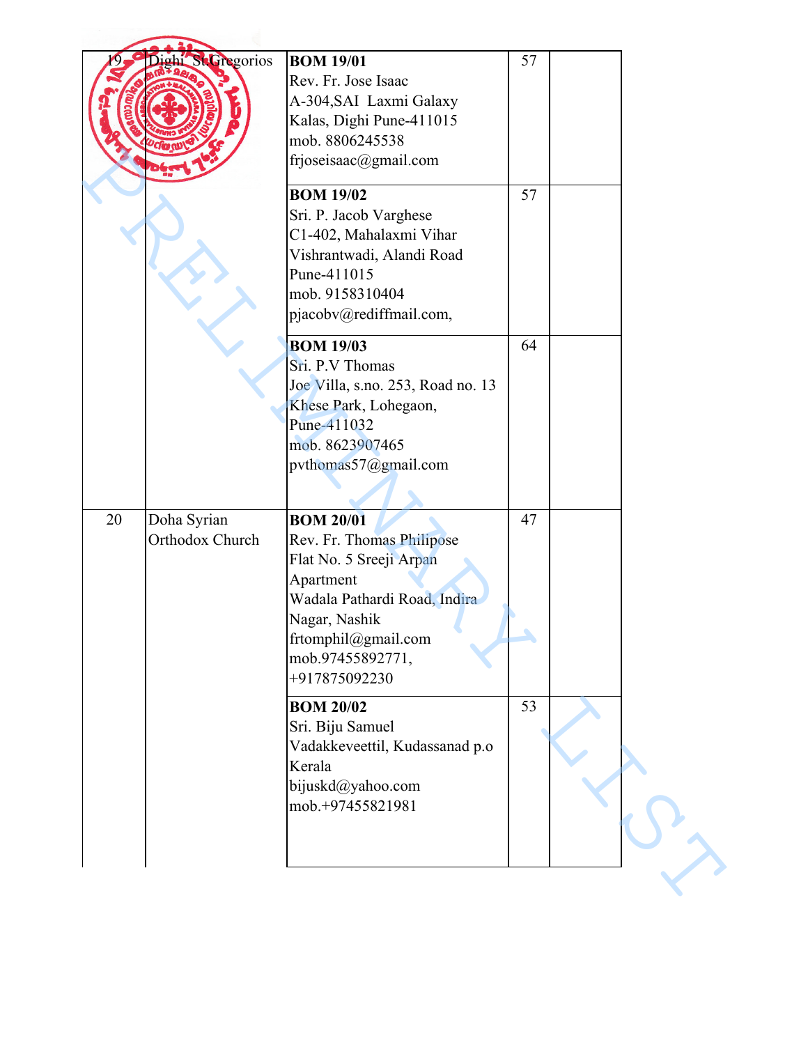| 19 | Dighi St.Gregorios | **BOM 19/01**<br>Rev. Fr. Jose Isaac<br>A-304,SAI Laxmi Galaxy<br>Kalas, Dighi Pune-411015<br>mob. 8806245538<br>frjoseisaac@gmail.com | 57 | |
|---|---|---|---|---|
| | | **BOM 19/02**<br>Sri. P. Jacob Varghese<br>C1-402, Mahalaxmi Vihar<br>Vishrantwadi, Alandi Road<br>Pune-411015<br>mob. 9158310404<br>pjacobv@rediffmail.com, | 57 | |
| | | **BOM 19/03**<br>Sri. P.V Thomas<br>Joe Villa, s.no. 253, Road no. 13<br>Khese Park, Lohegaon,<br>Pune-411032<br>mob. 8623907465<br>pvthomas57@gmail.com | 64 | |
| 20 | Doha Syrian Orthodox Church | **BOM 20/01**<br>Rev. Fr. Thomas Philipose<br>Flat No. 5 Sreeji Arpan Apartment<br>Wadala Pathardi Road, Indira Nagar, Nashik<br>frtomphil@gmail.com<br>mob.97455892771,<br>+917875092230 | 47 | |
| | | **BOM 20/02**<br>Sri. Biju Samuel<br>Vadakkeveettil, Kudassanad p.o<br>Kerala<br>bijuskd@yahoo.com<br>mob.+97455821981 | 53 | |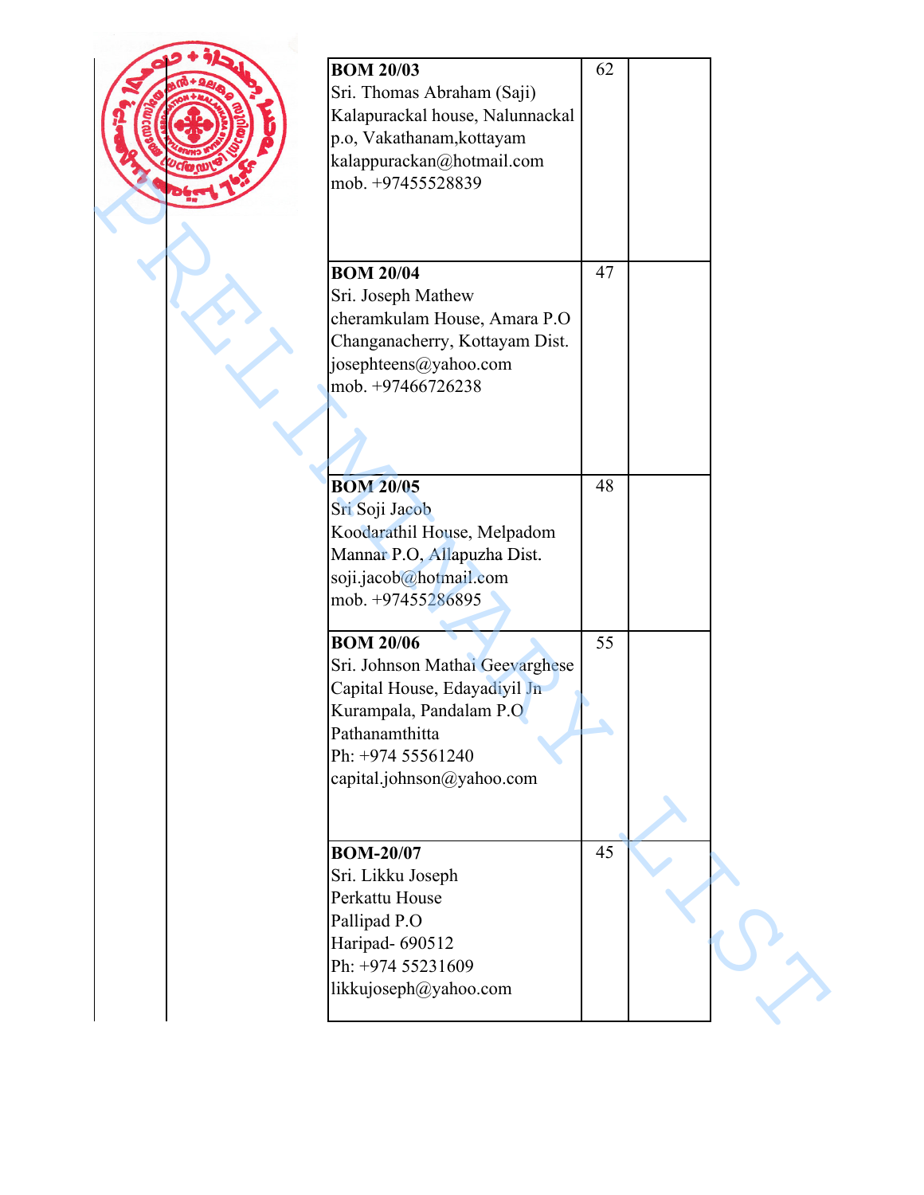| | | |
|---|---|---|
| **BOM 20/03**<br>Sri. Thomas Abraham (Saji)<br>Kalapurackal house, Nalunnackal p.o, Vakathanam,kottayam<br>kalappurackan@hotmail.com<br>mob. +97455528839 | 62 | |
| **BOM 20/04**<br>Sri. Joseph Mathew<br>cheramkulam House, Amara P.O<br>Changanacherry, Kottayam Dist.<br>josephteens@yahoo.com<br>mob. +97466726238 | 47 | |
| **BOM 20/05**<br>Sri Soji Jacob<br>Koodarathil House, Melpadom<br>Mannar P.O, Allapuzha Dist.<br>soji.jacob@hotmail.com<br>mob. +97455286895 | 48 | |
| **BOM 20/06**<br>Sri. Johnson Mathai Geevarghese<br>Capital House, Edayadiyil Jn<br>Kurampala, Pandalam P.O<br>Pathanamthitta<br>Ph: +974 55561240<br>capital.johnson@yahoo.com | 55 | |
| **BOM-20/07**<br>Sri. Likku Joseph<br>Perkattu House<br>Pallipad P.O<br>Haripad- 690512<br>Ph: +974 55231609<br>likkujoseph@yahoo.com | 45 | |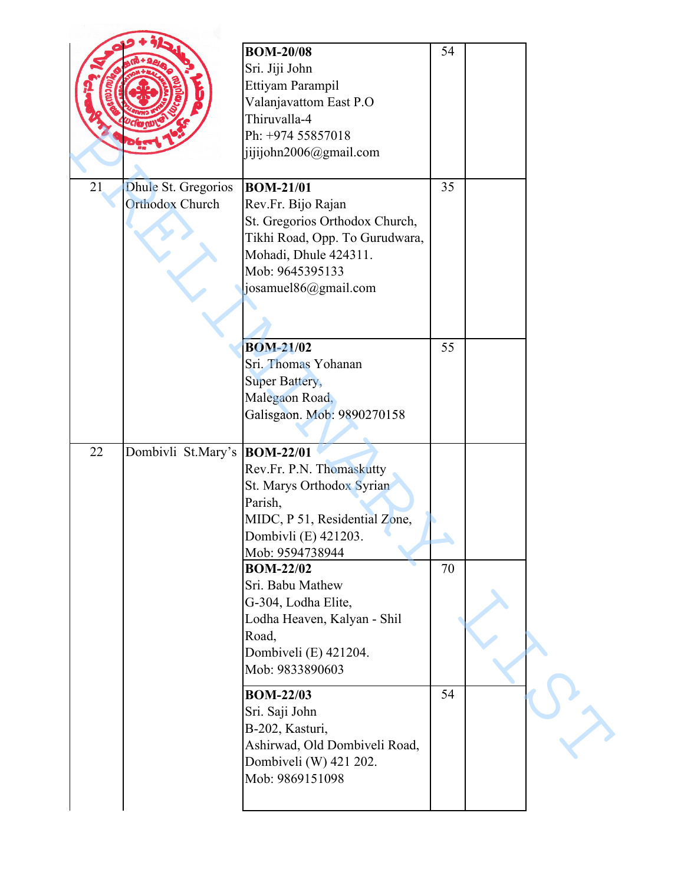| | | | | |
|---|---|---|---|---|
| | | **BOM-20/08**<br>Sri. Jiji John<br>Ettiyam Parampil<br>Valanjavattom East P.O<br>Thiruvalla-4<br>Ph: +974 55857018<br>jijijohn2006@gmail.com | 54 | |
| 21 | Dhule St. Gregorios Orthodox Church | **BOM-21/01**<br>Rev.Fr. Bijo Rajan<br>St. Gregorios Orthodox Church,<br>Tikhi Road, Opp. To Gurudwara,<br>Mohadi, Dhule 424311.<br>Mob: 9645395133<br>josamuel86@gmail.com | 35 | |
| | | **BOM-21/02**<br>Sri. Thomas Yohanan<br>Super Battery,<br>Malegaon Road,<br>Galisgaon. Mob: 9890270158 | 55 | |
| 22 | Dombivli St.Mary's | **BOM-22/01**<br>Rev.Fr. P.N. Thomaskutty<br>St. Marys Orthodox Syrian Parish,<br>MIDC, P 51, Residential Zone,<br>Dombivli (E) 421203.<br>Mob: 9594738944 | | |
| | | **BOM-22/02**<br>Sri. Babu Mathew<br>G-304, Lodha Elite,<br>Lodha Heaven, Kalyan - Shil Road,<br>Dombiveli (E) 421204.<br>Mob: 9833890603 | 70 | |
| | | **BOM-22/03**<br>Sri. Saji John<br>B-202, Kasturi,<br>Ashirwad, Old Dombiveli Road,<br>Dombiveli (W) 421 202.<br>Mob: 9869151098 | 54 | |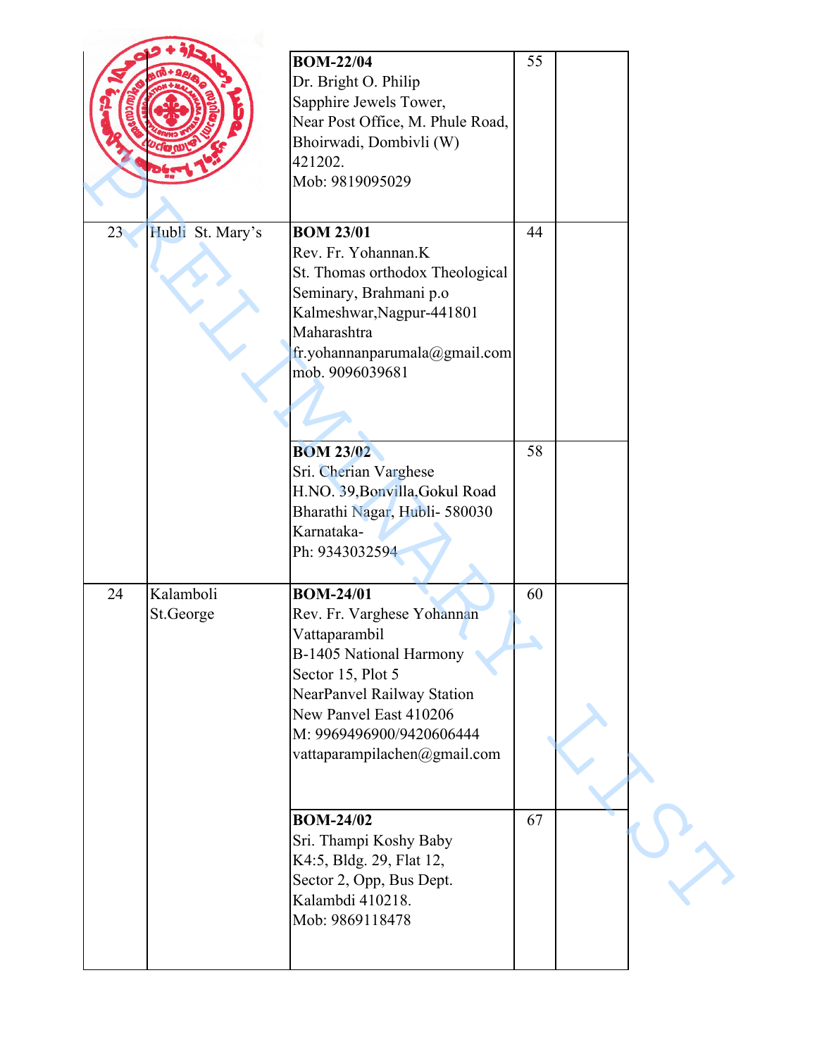| | | | | |
|---|---|---|---|---|
| | | **BOM-22/04**<br>Dr. Bright O. Philip<br>Sapphire Jewels Tower,<br>Near Post Office, M. Phule Road,<br>Bhoirwadi, Dombivli (W)<br>421202.<br>Mob: 9819095029 | 55 | |
| 23 | Hubli St. Mary's | **BOM 23/01**<br>Rev. Fr. Yohannan.K<br>St. Thomas orthodox Theological Seminary, Brahmani p.o<br>Kalmeshwar,Nagpur-441801<br>Maharashtra<br>fr.yohannanparumala@gmail.com<br>mob. 9096039681 | 44 | |
| | | **BOM 23/02**<br>Sri. Cherian Varghese<br>H.NO. 39,Bonvilla,Gokul Road<br>Bharathi Nagar, Hubli- 580030<br>Karnataka-<br>Ph: 9343032594 | 58 | |
| 24 | Kalamboli St.George | **BOM-24/01**<br>Rev. Fr. Varghese Yohannan Vattaparambil<br>B-1405 National Harmony<br>Sector 15, Plot 5<br>NearPanvel Railway Station<br>New Panvel East 410206<br>M: 9969496900/9420606444<br>vattaparampilachen@gmail.com | 60 | |
| | | **BOM-24/02**<br>Sri. Thampi Koshy Baby<br>K4:5, Bldg. 29, Flat 12,<br>Sector 2, Opp, Bus Dept.<br>Kalambdi 410218.<br>Mob: 9869118478 | 67 | |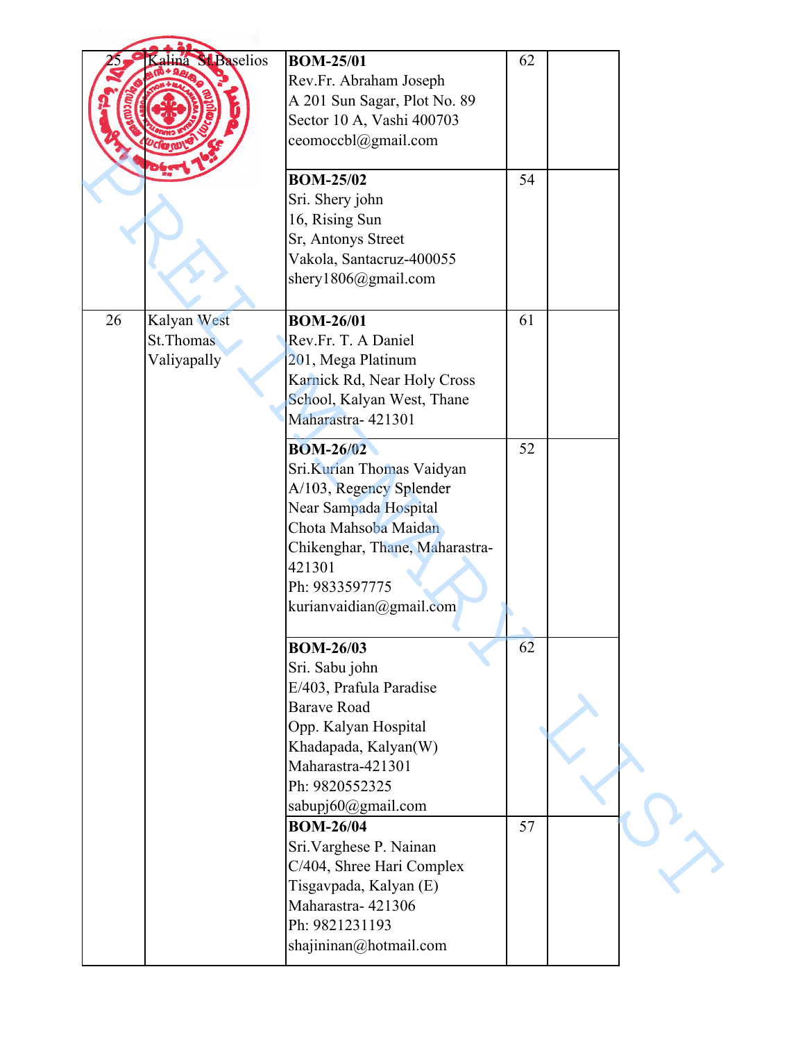| | | | | |
|---|---|---|---|---|
| 25 | Kalina St.Baselios | **BOM-25/01**<br>Rev.Fr. Abraham Joseph<br>A 201 Sun Sagar, Plot No. 89<br>Sector 10 A, Vashi 400703<br>ceomoccbl@gmail.com | 62 | |
| | | **BOM-25/02**<br>Sri. Shery john<br>16, Rising Sun<br>Sr, Antonys Street<br>Vakola, Santacruz-400055<br>shery1806@gmail.com | 54 | |
| 26 | Kalyan West St.Thomas Valiyapally | **BOM-26/01**<br>Rev.Fr. T. A Daniel<br>201, Mega Platinum<br>Karnick Rd, Near Holy Cross School, Kalyan West, Thane<br>Maharastra- 421301 | 61 | |
| | | **BOM-26/02**<br>Sri.Kurian Thomas Vaidyan<br>A/103, Regency Splender<br>Near Sampada Hospital<br>Chota Mahsoba Maidan<br>Chikenghar, Thane, Maharastra-421301<br>Ph: 9833597775<br>kurianvaidian@gmail.com | 52 | |
| | | **BOM-26/03**<br>Sri. Sabu john<br>E/403, Prafula Paradise<br>Barave Road<br>Opp. Kalyan Hospital<br>Khadapada, Kalyan(W)<br>Maharastra-421301<br>Ph: 9820552325<br>sabupj60@gmail.com | 62 | |
| | | **BOM-26/04**<br>Sri.Varghese P. Nainan<br>C/404, Shree Hari Complex<br>Tisgavpada, Kalyan (E)<br>Maharastra- 421306<br>Ph: 9821231193<br>shajininan@hotmail.com | 57 | |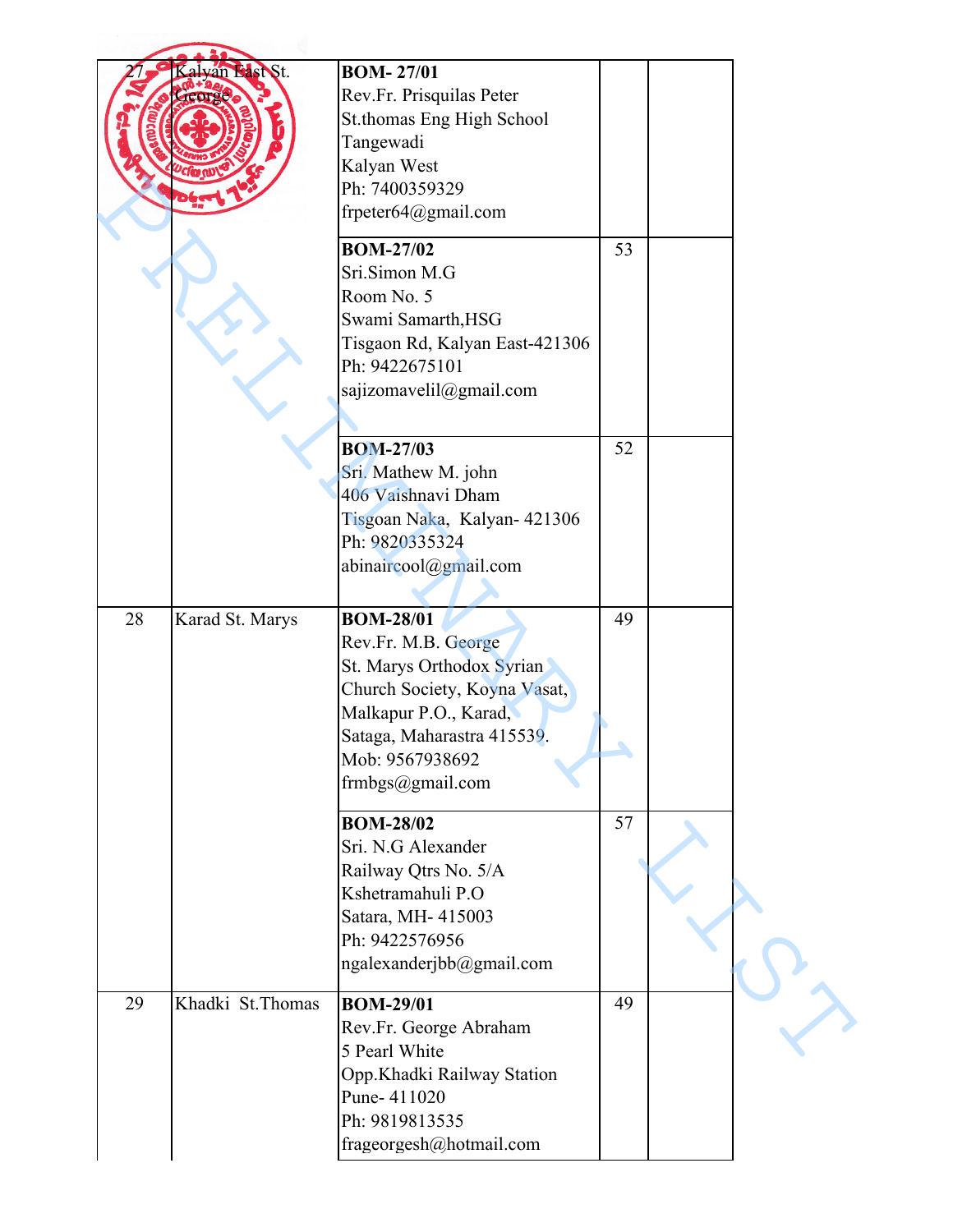| | | | | |
|---|---|---|---|---|
| 27 | Kalyan East St. George | **BOM- 27/01**<br>Rev.Fr. Prisquilas Peter<br>St.thomas Eng High School<br>Tangewadi<br>Kalyan West<br>Ph: 7400359329<br>frpeter64@gmail.com | | |
| | | **BOM-27/02**<br>Sri.Simon M.G<br>Room No. 5<br>Swami Samarth,HSG<br>Tisgaon Rd, Kalyan East-421306<br>Ph: 9422675101<br>sajizomavelil@gmail.com | 53 | |
| | | **BOM-27/03**<br>Sri. Mathew M. john<br>406 Vaishnavi Dham<br>Tisgoan Naka, Kalyan- 421306<br>Ph: 9820335324<br>abinaircool@gmail.com | 52 | |
| 28 | Karad St. Marys | **BOM-28/01**<br>Rev.Fr. M.B. George<br>St. Marys Orthodox Syrian Church Society, Koyna Vasat, Malkapur P.O., Karad,<br>Sataga, Maharastra 415539.<br>Mob: 9567938692<br>frmbgs@gmail.com | 49 | |
| | | **BOM-28/02**<br>Sri. N.G Alexander<br>Railway Qtrs No. 5/A<br>Kshetramahuli P.O<br>Satara, MH- 415003<br>Ph: 9422576956<br>ngalexanderjbb@gmail.com | 57 | |
| 29 | Khadki St.Thomas | **BOM-29/01**<br>Rev.Fr. George Abraham<br>5 Pearl White<br>Opp.Khadki Railway Station<br>Pune- 411020<br>Ph: 9819813535<br>frageorgesh@hotmail.com | 49 | |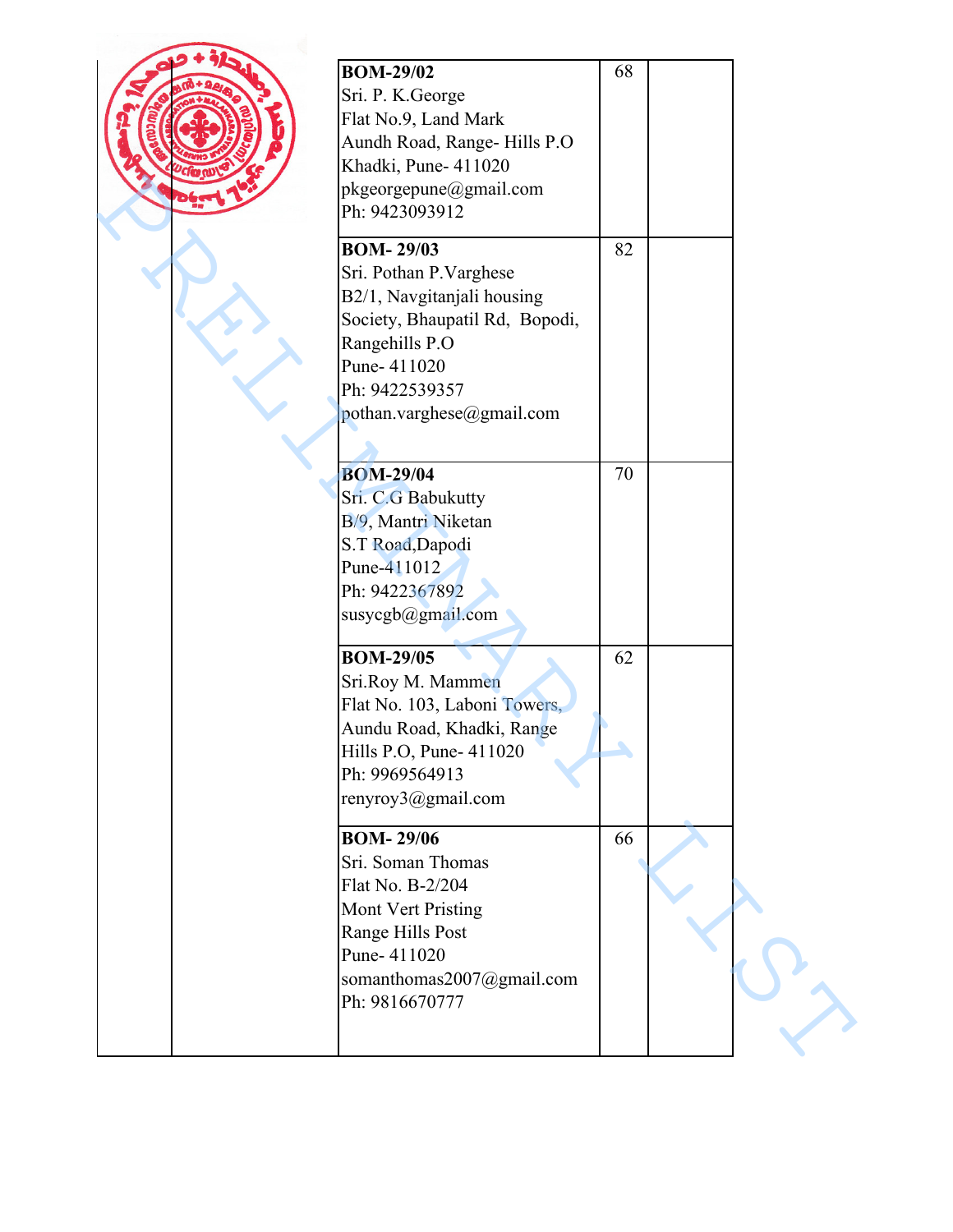| | | | | |
|---|---|---|---|---|
| | | **BOM-29/02**<br>Sri. P. K.George<br>Flat No.9, Land Mark<br>Aundh Road, Range- Hills P.O<br>Khadki, Pune- 411020<br>pkgeorgepune@gmail.com<br>Ph: 9423093912 | 68 | |
| | | **BOM- 29/03**<br>Sri. Pothan P.Varghese<br>B2/1, Navgitanjali housing<br>Society, Bhaupatil Rd, Bopodi,<br>Rangehills P.O<br>Pune- 411020<br>Ph: 9422539357<br>pothan.varghese@gmail.com | 82 | |
| | | **BOM-29/04**<br>Sri. C.G Babukutty<br>B/9, Mantri Niketan<br>S.T Road,Dapodi<br>Pune-411012<br>Ph: 9422367892<br>susycgb@gmail.com | 70 | |
| | | **BOM-29/05**<br>Sri.Roy M. Mammen<br>Flat No. 103, Laboni Towers,<br>Aundu Road, Khadki, Range<br>Hills P.O, Pune- 411020<br>Ph: 9969564913<br>renyroy3@gmail.com | 62 | |
| | | **BOM- 29/06**<br>Sri. Soman Thomas<br>Flat No. B-2/204<br>Mont Vert Pristing<br>Range Hills Post<br>Pune- 411020<br>somanthomas2007@gmail.com<br>Ph: 9816670777 | 66 | |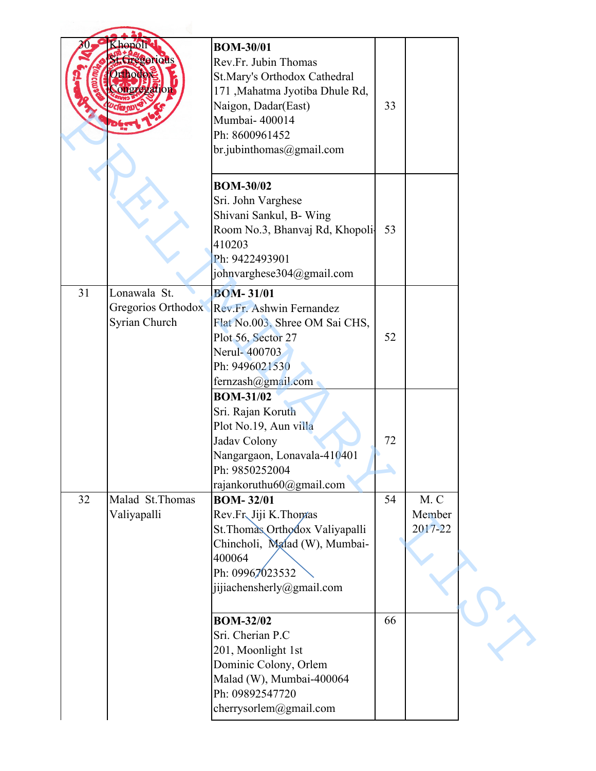| | | | | |
|---|---|---|---|---|
| 30 | Khopoli St.Gregorious Orthodox Congregation | **BOM-30/01**<br>Rev.Fr. Jubin Thomas<br>St.Mary's Orthodox Cathedral<br>171 ,Mahatma Jyotiba Dhule Rd, Naigon, Dadar(East)<br>Mumbai- 400014<br>Ph: 8600961452<br>br.jubinthomas@gmail.com | 33 | |
| | | **BOM-30/02**<br>Sri. John Varghese<br>Shivani Sankul, B- Wing<br>Room No.3, Bhanvaj Rd, Khopoli-410203<br>Ph: 9422493901<br>johnvarghese304@gmail.com | 53 | |
| 31 | Lonawala St. Gregorios Orthodox Syrian Church | **BOM- 31/01**<br>Rev.Fr. Ashwin Fernandez<br>Flat No.003, Shree OM Sai CHS, Plot 56, Sector 27<br>Nerul- 400703<br>Ph: 9496021530<br>fernzash@gmail.com | 52 | |
| | | **BOM-31/02**<br>Sri. Rajan Koruth<br>Plot No.19, Aun villa<br>Jadav Colony<br>Nangargaon, Lonavala-410401<br>Ph: 9850252004<br>rajankoruthu60@gmail.com | 72 | |
| 32 | Malad St.Thomas Valiyapalli | **BOM- 32/01**<br>Rev.Fr. Jiji K.Thomas<br>St.Thomas Orthodox Valiyapalli<br>Chincholi, Malad (W), Mumbai-400064<br>Ph: 09967023532<br>jijiachensherly@gmail.com | 54 | M. C Member 2017-22 |
| | | **BOM-32/02**<br>Sri. Cherian P.C<br>201, Moonlight 1st<br>Dominic Colony, Orlem<br>Malad (W), Mumbai-400064<br>Ph: 09892547720<br>cherrysorlem@gmail.com | 66 | |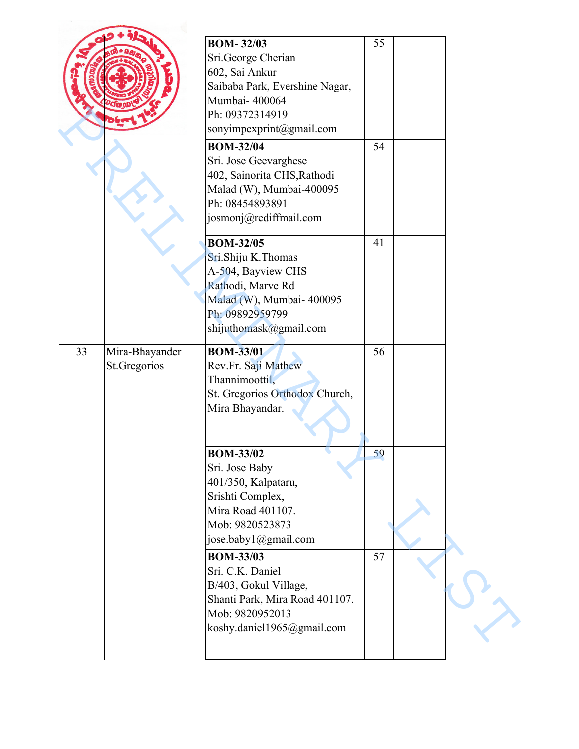| | | | | |
|---|---|---|---|---|
| | | **BOM- 32/03**<br>Sri.George Cherian<br>602, Sai Ankur<br>Saibaba Park, Evershine Nagar,<br>Mumbai- 400064<br>Ph: 09372314919<br>sonyimpexprint@gmail.com | 55 | |
| | | **BOM-32/04**<br>Sri. Jose Geevarghese<br>402, Sainorita CHS,Rathodi<br>Malad (W), Mumbai-400095<br>Ph: 08454893891<br>josmonj@rediffmail.com | 54 | |
| | | **BOM-32/05**<br>Sri.Shiju K.Thomas<br>A-504, Bayview CHS<br>Rathodi, Marve Rd<br>Malad (W), Mumbai- 400095<br>Ph: 09892959799<br>shijuthomask@gmail.com | 41 | |
| 33 | Mira-Bhayander St.Gregorios | **BOM-33/01**<br>Rev.Fr. Saji Mathew Thannimoottil,<br>St. Gregorios Orthodox Church,<br>Mira Bhayandar. | 56 | |
| | | **BOM-33/02**<br>Sri. Jose Baby<br>401/350, Kalpataru,<br>Srishti Complex,<br>Mira Road 401107.<br>Mob: 9820523873<br>jose.baby1@gmail.com | 59 | |
| | | **BOM-33/03**<br>Sri. C.K. Daniel<br>B/403, Gokul Village,<br>Shanti Park, Mira Road 401107.<br>Mob: 9820952013<br>koshy.daniel1965@gmail.com | 57 | |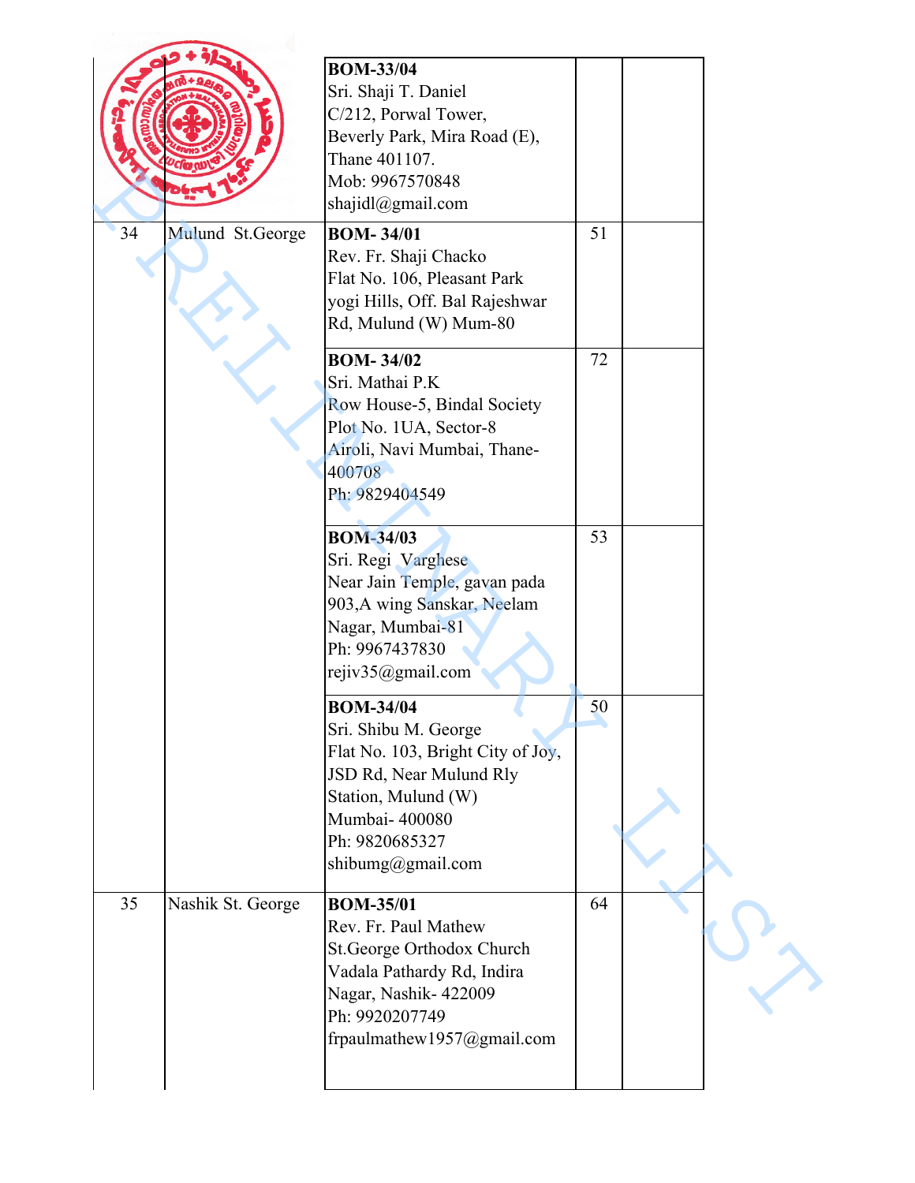| | | | | |
|---|---|---|---|---|
| | | **BOM-33/04**<br>Sri. Shaji T. Daniel<br>C/212, Porwal Tower,<br>Beverly Park, Mira Road (E),<br>Thane 401107.<br>Mob: 9967570848<br>shajidl@gmail.com | | |
| 34 | Mulund St.George | **BOM- 34/01**<br>Rev. Fr. Shaji Chacko<br>Flat No. 106, Pleasant Park<br>yogi Hills, Off. Bal Rajeshwar<br>Rd, Mulund (W) Mum-80 | 51 | |
| | | **BOM- 34/02**<br>Sri. Mathai P.K<br>Row House-5, Bindal Society<br>Plot No. 1UA, Sector-8<br>Airoli, Navi Mumbai, Thane-<br>400708<br>Ph: 9829404549 | 72 | |
| | | **BOM-34/03**<br>Sri. Regi Varghese<br>Near Jain Temple, gavan pada<br>903,A wing Sanskar, Neelam<br>Nagar, Mumbai-81<br>Ph: 9967437830<br>rejiv35@gmail.com | 53 | |
| | | **BOM-34/04**<br>Sri. Shibu M. George<br>Flat No. 103, Bright City of Joy,<br>JSD Rd, Near Mulund Rly<br>Station, Mulund (W)<br>Mumbai- 400080<br>Ph: 9820685327<br>shibumg@gmail.com | 50 | |
| 35 | Nashik St. George | **BOM-35/01**<br>Rev. Fr. Paul Mathew<br>St.George Orthodox Church<br>Vadala Pathardy Rd, Indira<br>Nagar, Nashik- 422009<br>Ph: 9920207749<br>frpaulmathew1957@gmail.com | 64 | |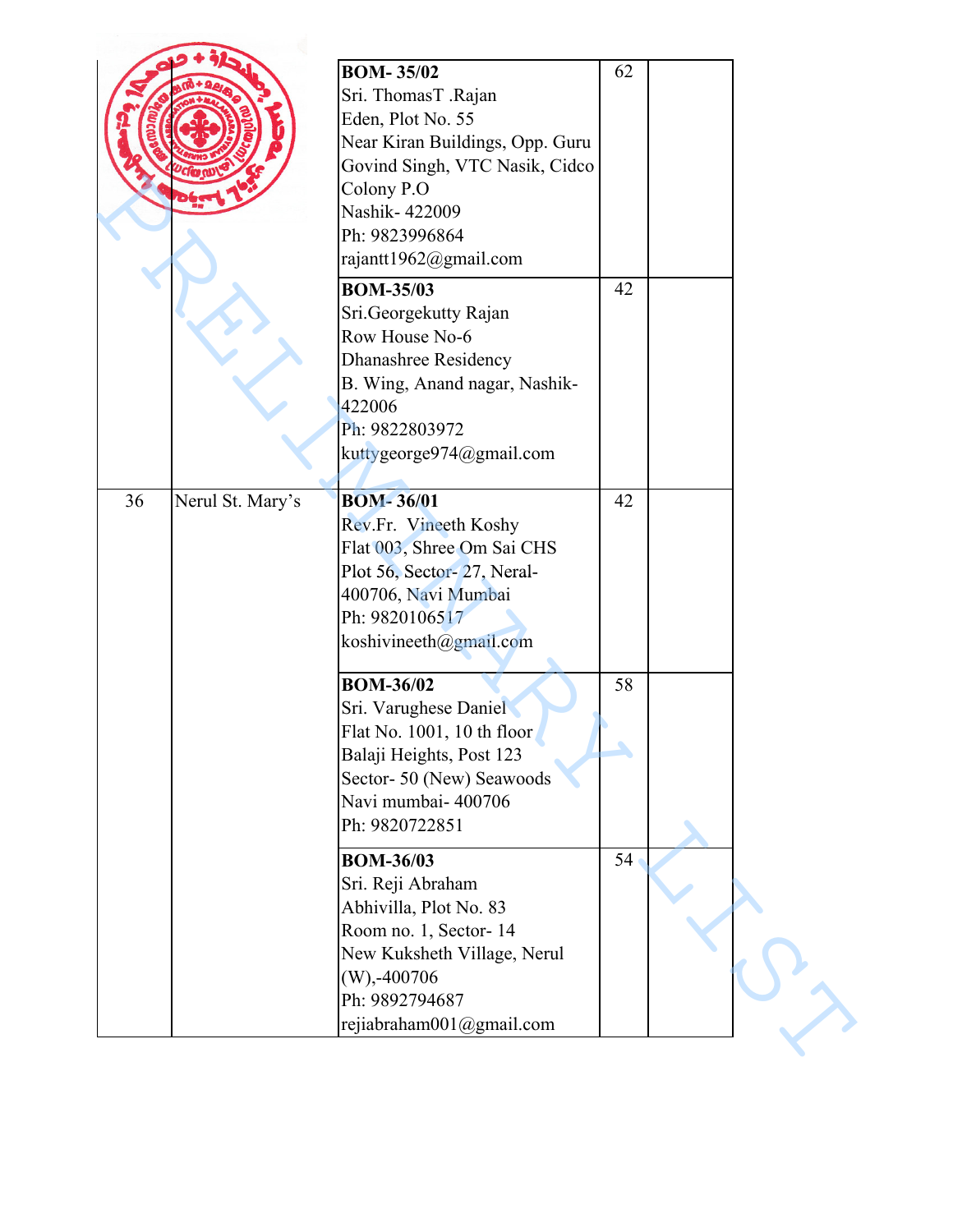| | | | | |
|---|---|---|---|---|
| | | **BOM- 35/02**<br>Sri. ThomasT .Rajan<br>Eden, Plot No. 55<br>Near Kiran Buildings, Opp. Guru Govind Singh, VTC Nasik, Cidco Colony P.O<br>Nashik- 422009<br>Ph: 9823996864<br>rajantt1962@gmail.com | 62 | |
| | | **BOM-35/03**<br>Sri.Georgekutty Rajan<br>Row House No-6<br>Dhanashree Residency<br>B. Wing, Anand nagar, Nashik-422006<br>Ph: 9822803972<br>kuttygeorge974@gmail.com | 42 | |
| 36 | Nerul St. Mary's | **BOM- 36/01**<br>Rev.Fr. Vineeth Koshy<br>Flat 003, Shree Om Sai CHS<br>Plot 56, Sector- 27, Neral-400706, Navi Mumbai<br>Ph: 9820106517<br>koshivineeth@gmail.com | 42 | |
| | | **BOM-36/02**<br>Sri. Varughese Daniel<br>Flat No. 1001, 10 th floor<br>Balaji Heights, Post 123<br>Sector- 50 (New) Seawoods<br>Navi mumbai- 400706<br>Ph: 9820722851 | 58 | |
| | | **BOM-36/03**<br>Sri. Reji Abraham<br>Abhivilla, Plot No. 83<br>Room no. 1, Sector- 14<br>New Kuksheth Village, Nerul (W),-400706<br>Ph: 9892794687<br>rejiabraham001@gmail.com | 54 | |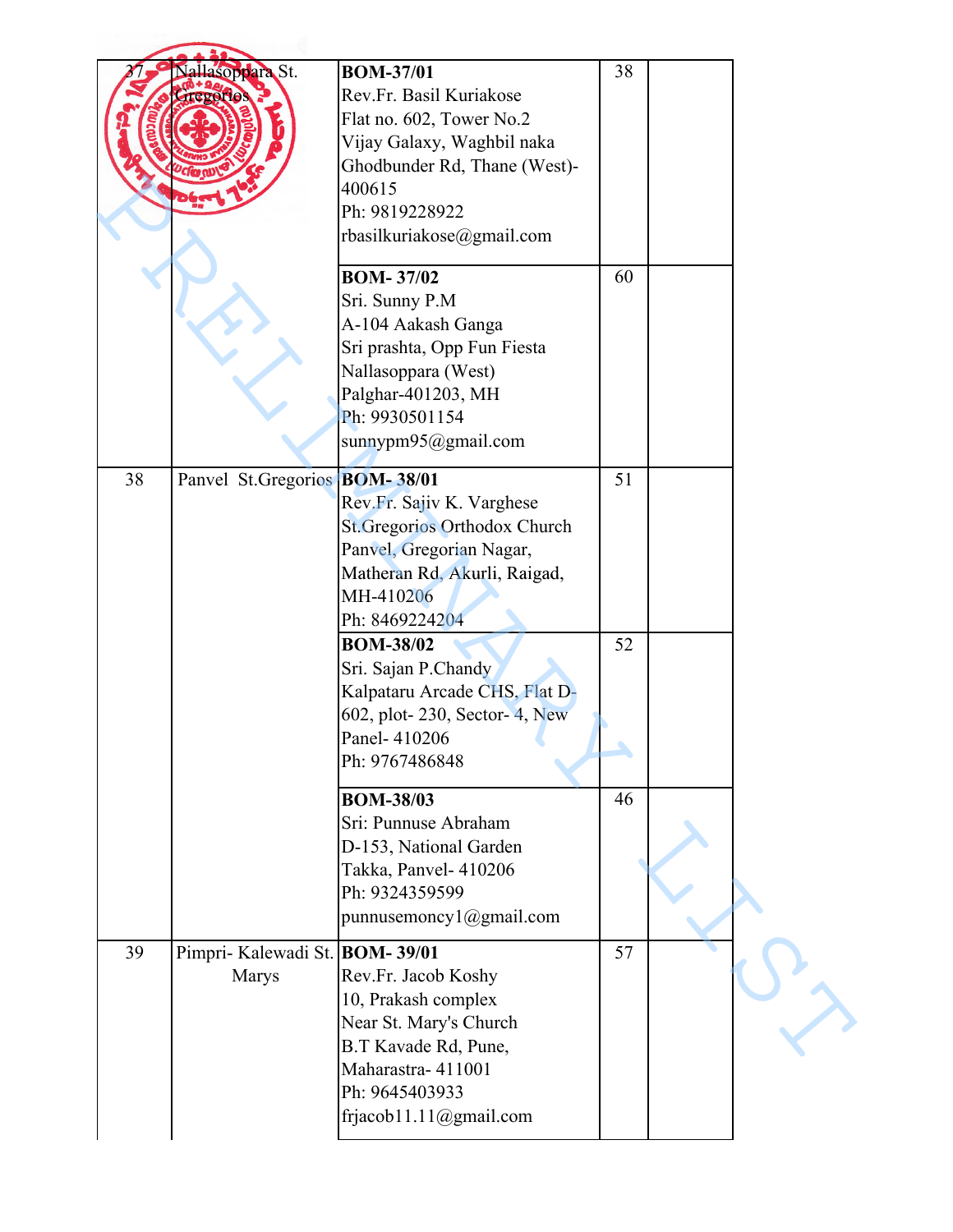| | | | | |
|---|---|---|---|---|
| 37 | Nallasoppara St. Gregorios | **BOM-37/01**<br>Rev.Fr. Basil Kuriakose<br>Flat no. 602, Tower No.2<br>Vijay Galaxy, Waghbil naka<br>Ghodbunder Rd, Thane (West)-400615<br>Ph: 9819228922<br>rbasilkuriakose@gmail.com | 38 | |
| | | **BOM- 37/02**<br>Sri. Sunny P.M<br>A-104 Aakash Ganga<br>Sri prashta, Opp Fun Fiesta<br>Nallasoppara (West)<br>Palghar-401203, MH<br>Ph: 9930501154<br>sunnypm95@gmail.com | 60 | |
| 38 | Panvel St.Gregorios | **BOM- 38/01**<br>Rev.Fr. Sajiv K. Varghese<br>St.Gregorios Orthodox Church<br>Panvel, Gregorian Nagar,<br>Matheran Rd, Akurli, Raigad,<br>MH-410206<br>Ph: 8469224204 | 51 | |
| | | **BOM-38/02**<br>Sri. Sajan P.Chandy<br>Kalpataru Arcade CHS, Flat D-602, plot- 230, Sector- 4, New Panel- 410206<br>Ph: 9767486848 | 52 | |
| | | **BOM-38/03**<br>Sri: Punnuse Abraham<br>D-153, National Garden<br>Takka, Panvel- 410206<br>Ph: 9324359599<br>punnusemoncy1@gmail.com | 46 | |
| 39 | Pimpri- Kalewadi St. Marys | **BOM- 39/01**<br>Rev.Fr. Jacob Koshy<br>10, Prakash complex<br>Near St. Mary's Church<br>B.T Kavade Rd, Pune,<br>Maharastra- 411001<br>Ph: 9645403933<br>frjacob11.11@gmail.com | 57 | |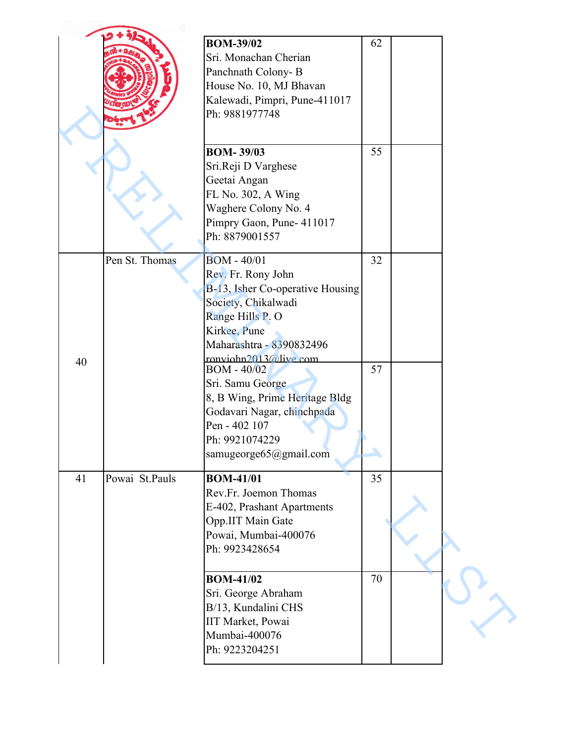| | | | | |
|---|---|---|---|---|
| | | **BOM-39/02**<br>Sri. Monachan Cherian<br>Panchnath Colony- B<br>House No. 10, MJ Bhavan<br>Kalewadi, Pimpri, Pune-411017<br>Ph: 9881977748 | 62 | |
| | | **BOM- 39/03**<br>Sri.Reji D Varghese<br>Geetai Angan<br>FL No. 302, A Wing<br>Waghere Colony No. 4<br>Pimpry Gaon, Pune- 411017<br>Ph: 8879001557 | 55 | |
| 40 | Pen St. Thomas | BOM - 40/01<br>Rev. Fr. Rony John<br>B-13, Isher Co-operative Housing Society, Chikalwadi<br>Range Hills P. O<br>Kirkee, Pune<br>Maharashtra - 8390832496<br>ronyjohn2013@live.com | 32 | |
| | | BOM - 40/02<br>Sri. Samu George<br>8, B Wing, Prime Heritage Bldg<br>Godavari Nagar, chinchpada<br>Pen - 402 107<br>Ph: 9921074229<br>samugeorge65@gmail.com | 57 | |
| 41 | Powai St.Pauls | **BOM-41/01**<br>Rev.Fr. Joemon Thomas<br>E-402, Prashant Apartments<br>Opp.IIT Main Gate<br>Powai, Mumbai-400076<br>Ph: 9923428654 | 35 | |
| | | **BOM-41/02**<br>Sri. George Abraham<br>B/13, Kundalini CHS<br>IIT Market, Powai<br>Mumbai-400076<br>Ph: 9223204251 | 70 | |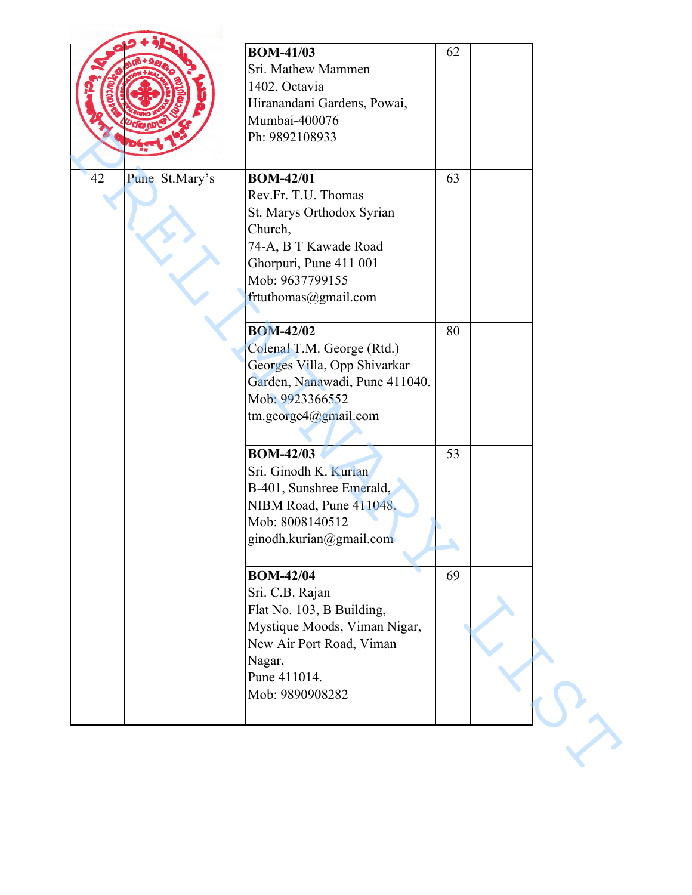| | | | | |
|---|---|---|---|---|
| | | **BOM-41/03**<br>Sri. Mathew Mammen<br>1402, Octavia<br>Hiranandani Gardens, Powai,<br>Mumbai-400076<br>Ph: 9892108933 | 62 | |
| 42 | Pune St.Mary's | **BOM-42/01**<br>Rev.Fr. T.U. Thomas<br>St. Marys Orthodox Syrian Church,<br>74-A, B T Kawade Road<br>Ghorpuri, Pune 411 001<br>Mob: 9637799155<br>frtuthomas@gmail.com | 63 | |
| | | **BOM-42/02**<br>Colenal T.M. George (Rtd.)<br>Georges Villa, Opp Shivarkar Garden, Nanawadi, Pune 411040.<br>Mob: 9923366552<br>tm.george4@gmail.com | 80 | |
| | | **BOM-42/03**<br>Sri. Ginodh K. Kurian<br>B-401, Sunshree Emerald,<br>NIBM Road, Pune 411048.<br>Mob: 8008140512<br>ginodh.kurian@gmail.com | 53 | |
| | | **BOM-42/04**<br>Sri. C.B. Rajan<br>Flat No. 103, B Building,<br>Mystique Moods, Viman Nigar,<br>New Air Port Road, Viman Nagar,<br>Pune 411014.<br>Mob: 9890908282 | 69 | |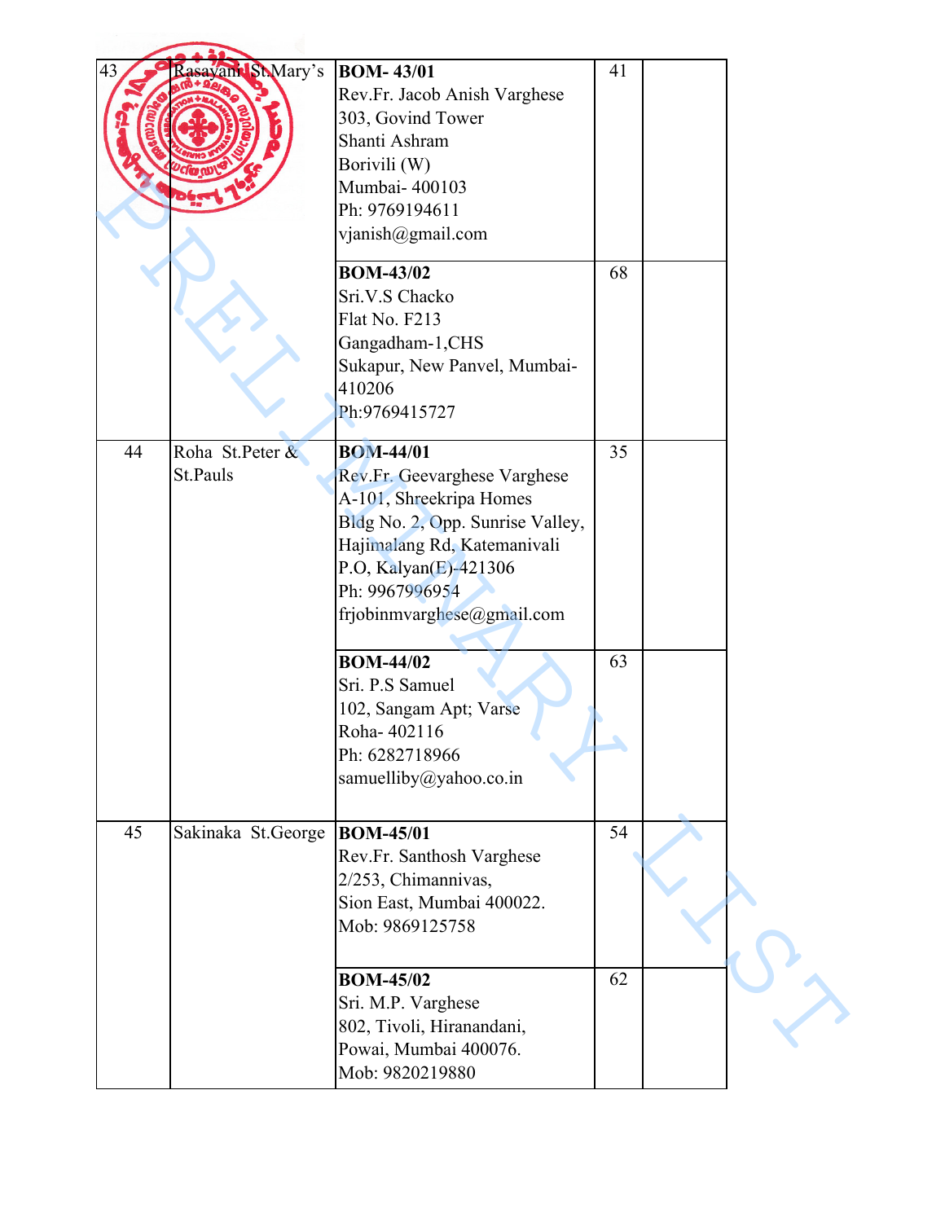| | | | | |
|---|---|---|---|---|
| 43 | Rasayani St.Mary's | **BOM- 43/01**<br>Rev.Fr. Jacob Anish Varghese<br>303, Govind Tower<br>Shanti Ashram<br>Borivili (W)<br>Mumbai- 400103<br>Ph: 9769194611<br>vjanish@gmail.com | 41 | |
| | | **BOM-43/02**<br>Sri.V.S Chacko<br>Flat No. F213<br>Gangadham-1,CHS<br>Sukapur, New Panvel, Mumbai-410206<br>Ph:9769415727 | 68 | |
| 44 | Roha St.Peter & St.Pauls | **BOM-44/01**<br>Rev.Fr. Geevarghese Varghese<br>A-101, Shreekripa Homes<br>Bldg No. 2, Opp. Sunrise Valley,<br>Hajimalang Rd, Katemanivali<br>P.O, Kalyan(E)-421306<br>Ph: 9967996954<br>frjobinmvarghese@gmail.com | 35 | |
| | | **BOM-44/02**<br>Sri. P.S Samuel<br>102, Sangam Apt; Varse<br>Roha- 402116<br>Ph: 6282718966<br>samuelliby@yahoo.co.in | 63 | |
| 45 | Sakinaka St.George | **BOM-45/01**<br>Rev.Fr. Santhosh Varghese<br>2/253, Chimannivas,<br>Sion East, Mumbai 400022.<br>Mob: 9869125758 | 54 | |
| | | **BOM-45/02**<br>Sri. M.P. Varghese<br>802, Tivoli, Hiranandani,<br>Powai, Mumbai 400076.<br>Mob: 9820219880 | 62 | |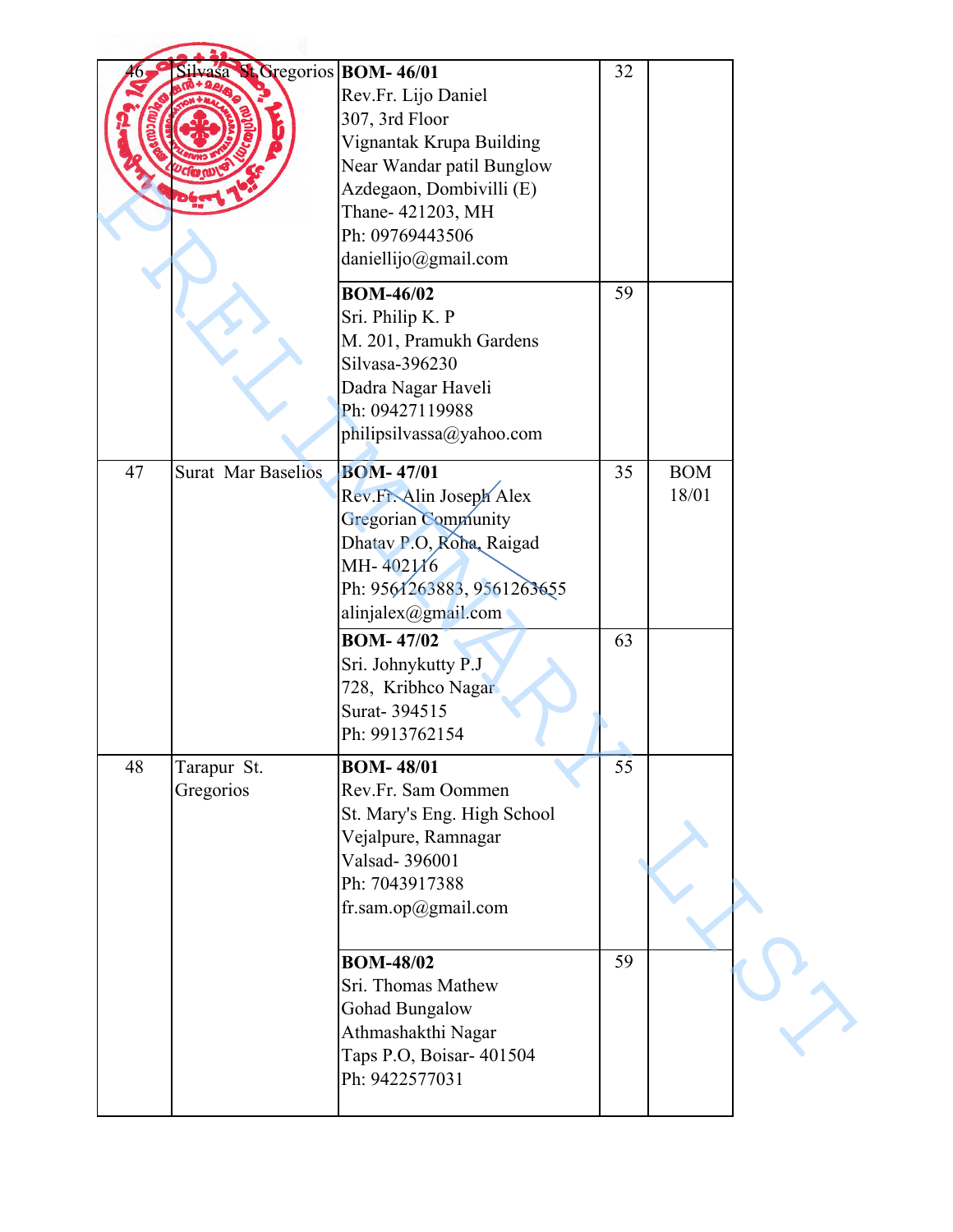| | | | | |
|---|---|---|---|---|
| 46 | Silvasa St.Gregorios | **BOM- 46/01**<br>Rev.Fr. Lijo Daniel<br>307, 3rd Floor<br>Vignantak Krupa Building<br>Near Wandar patil Bunglow<br>Azdegaon, Dombivilli (E)<br>Thane- 421203, MH<br>Ph: 09769443506<br>daniellijo@gmail.com | 32 | |
| | | **BOM-46/02**<br>Sri. Philip K. P<br>M. 201, Pramukh Gardens<br>Silvasa-396230<br>Dadra Nagar Haveli<br>Ph: 09427119988<br>philipsilvassa@yahoo.com | 59 | |
| 47 | Surat Mar Baselios | **BOM- 47/01**<br>Rev.Fr. Alin Joseph Alex<br>Gregorian Community<br>Dhatav P.O, Roha, Raigad<br>MH- 402116<br>Ph: 9561263883, 9561263655<br>alinjalex@gmail.com | 35 | BOM 18/01 |
| | | **BOM- 47/02**<br>Sri. Johnykutty P.J<br>728, Kribhco Nagar<br>Surat- 394515<br>Ph: 9913762154 | 63 | |
| 48 | Tarapur St. Gregorios | **BOM- 48/01**<br>Rev.Fr. Sam Oommen<br>St. Mary's Eng. High School<br>Vejalpure, Ramnagar<br>Valsad- 396001<br>Ph: 7043917388<br>fr.sam.op@gmail.com | 55 | |
| | | **BOM-48/02**<br>Sri. Thomas Mathew<br>Gohad Bungalow<br>Athmashakthi Nagar<br>Taps P.O, Boisar- 401504<br>Ph: 9422577031 | 59 | |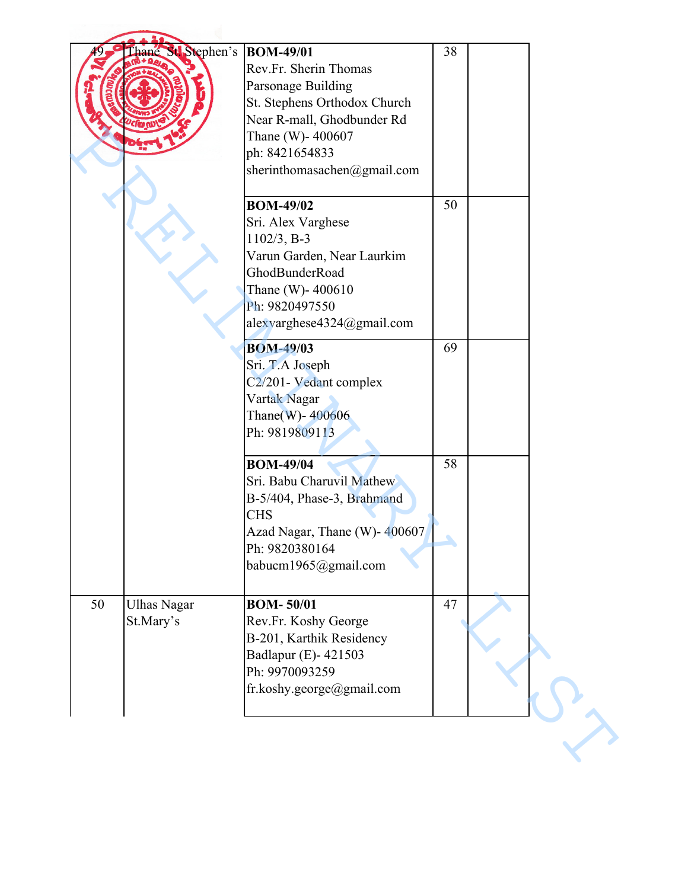| | | | | |
|---|---|---|---|---|
| 49 | Thane St.Stephen's | **BOM-49/01**<br>Rev.Fr. Sherin Thomas<br>Parsonage Building<br>St. Stephens Orthodox Church<br>Near R-mall, Ghodbunder Rd<br>Thane (W)- 400607<br>ph: 8421654833<br>sherinthomasachen@gmail.com | 38 | |
| | | **BOM-49/02**<br>Sri. Alex Varghese<br>1102/3, B-3<br>Varun Garden, Near Laurkim<br>GhodBunderRoad<br>Thane (W)- 400610<br>Ph: 9820497550<br>alexvarghese4324@gmail.com | 50 | |
| | | **BOM-49/03**<br>Sri. T.A Joseph<br>C2/201- Vedant complex<br>Vartak Nagar<br>Thane(W)- 400606<br>Ph: 9819809113 | 69 | |
| | | **BOM-49/04**<br>Sri. Babu Charuvil Mathew<br>B-5/404, Phase-3, Brahmand<br>CHS<br>Azad Nagar, Thane (W)- 400607<br>Ph: 9820380164<br>babucm1965@gmail.com | 58 | |
| 50 | Ulhas Nagar<br>St.Mary's | **BOM- 50/01**<br>Rev.Fr. Koshy George<br>B-201, Karthik Residency<br>Badlapur (E)- 421503<br>Ph: 9970093259<br>fr.koshy.george@gmail.com | 47 | |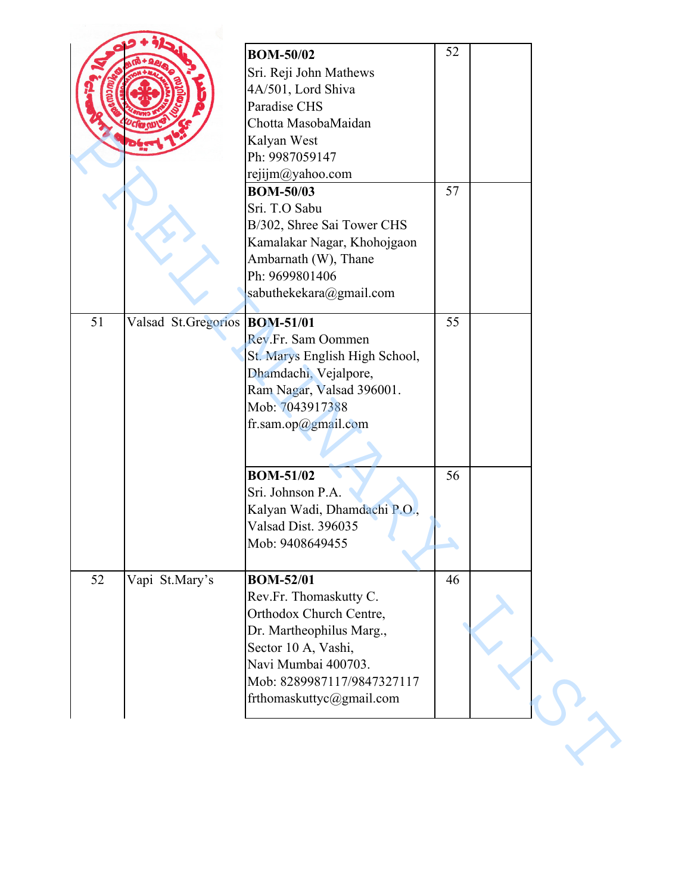| | | | | |
|---|---|---|---|---|
| | | **BOM-50/02**<br>Sri. Reji John Mathews<br>4A/501, Lord Shiva<br>Paradise CHS<br>Chotta MasobaMaidan<br>Kalyan West<br>Ph: 9987059147<br>rejijm@yahoo.com | 52 | |
| | | **BOM-50/03**<br>Sri. T.O Sabu<br>B/302, Shree Sai Tower CHS<br>Kamalakar Nagar, Khohojgaon<br>Ambarnath (W), Thane<br>Ph: 9699801406<br>sabuthekekara@gmail.com | 57 | |
| 51 | Valsad St.Gregorios | **BOM-51/01**<br>Rev.Fr. Sam Oommen<br>St. Marys English High School,<br>Dhamdachi, Vejalpore,<br>Ram Nagar, Valsad 396001.<br>Mob: 7043917388<br>fr.sam.op@gmail.com | 55 | |
| | | **BOM-51/02**<br>Sri. Johnson P.A.<br>Kalyan Wadi, Dhamdachi P.O.,<br>Valsad Dist. 396035<br>Mob: 9408649455 | 56 | |
| 52 | Vapi St.Mary's | **BOM-52/01**<br>Rev.Fr. Thomaskutty C.<br>Orthodox Church Centre,<br>Dr. Martheophilus Marg.,<br>Sector 10 A, Vashi,<br>Navi Mumbai 400703.<br>Mob: 8289987117/9847327117<br>frthomaskuttyc@gmail.com | 46 | |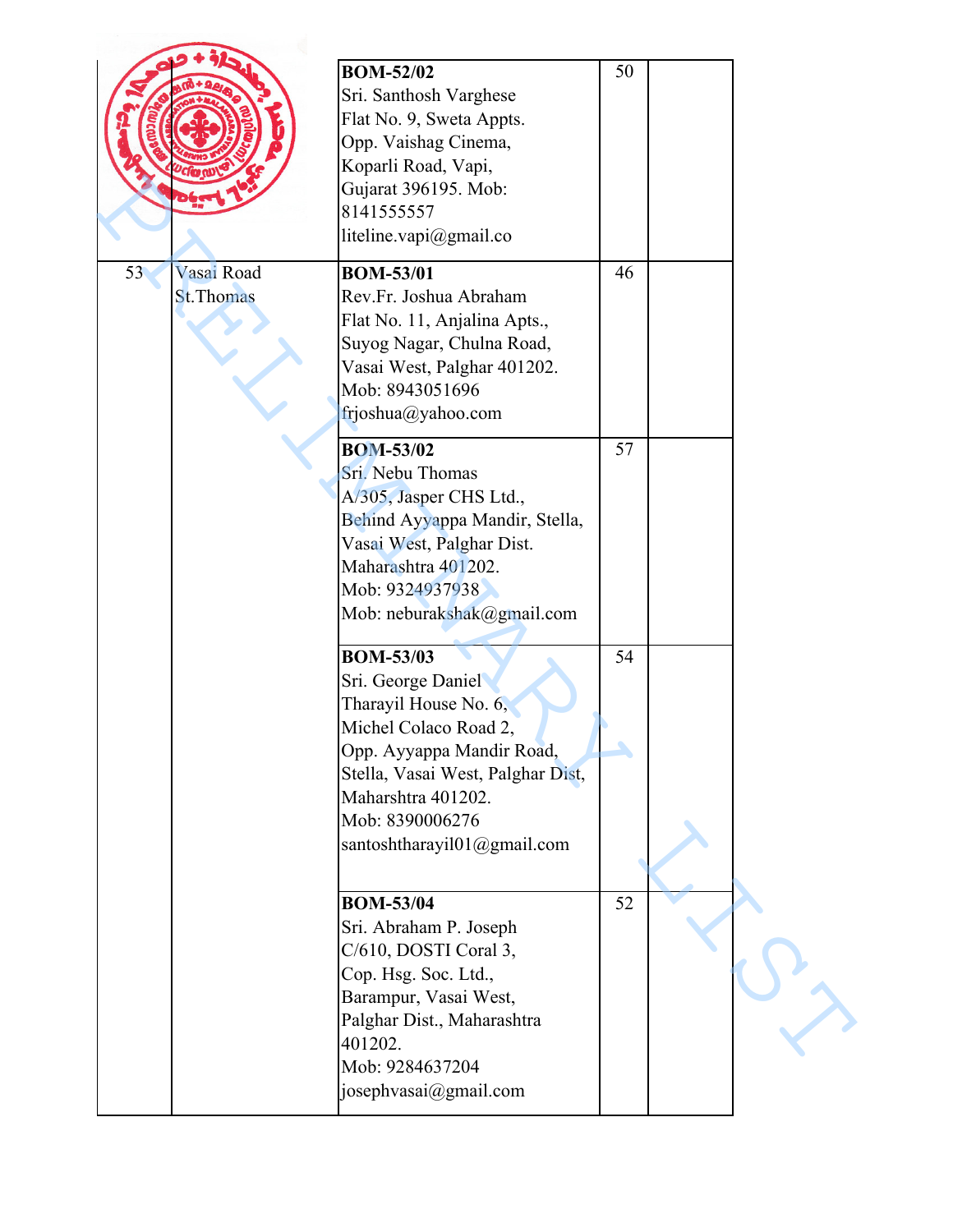| | | | | |
|---|---|---|---|---|
| | | **BOM-52/02**<br>Sri. Santhosh Varghese<br>Flat No. 9, Sweta Appts.<br>Opp. Vaishag Cinema,<br>Koparli Road, Vapi,<br>Gujarat 396195. Mob:<br>8141555557<br>liteline.vapi@gmail.co | 50 | |
| 53 | Vasai Road<br>St.Thomas | **BOM-53/01**<br>Rev.Fr. Joshua Abraham<br>Flat No. 11, Anjalina Apts.,<br>Suyog Nagar, Chulna Road,<br>Vasai West, Palghar 401202.<br>Mob: 8943051696<br>frjoshua@yahoo.com | 46 | |
| | | **BOM-53/02**<br>Sri. Nebu Thomas<br>A/305, Jasper CHS Ltd.,<br>Behind Ayyappa Mandir, Stella,<br>Vasai West, Palghar Dist.<br>Maharashtra 401202.<br>Mob: 9324937938<br>Mob: neburakshak@gmail.com | 57 | |
| | | **BOM-53/03**<br>Sri. George Daniel<br>Tharayil House No. 6,<br>Michel Colaco Road 2,<br>Opp. Ayyappa Mandir Road,<br>Stella, Vasai West, Palghar Dist,<br>Maharshtra 401202.<br>Mob: 8390006276<br>santoshtharayil01@gmail.com | 54 | |
| | | **BOM-53/04**<br>Sri. Abraham P. Joseph<br>C/610, DOSTI Coral 3,<br>Cop. Hsg. Soc. Ltd.,<br>Barampur, Vasai West,<br>Palghar Dist., Maharashtra<br>401202.<br>Mob: 9284637204<br>josephvasai@gmail.com | 52 | |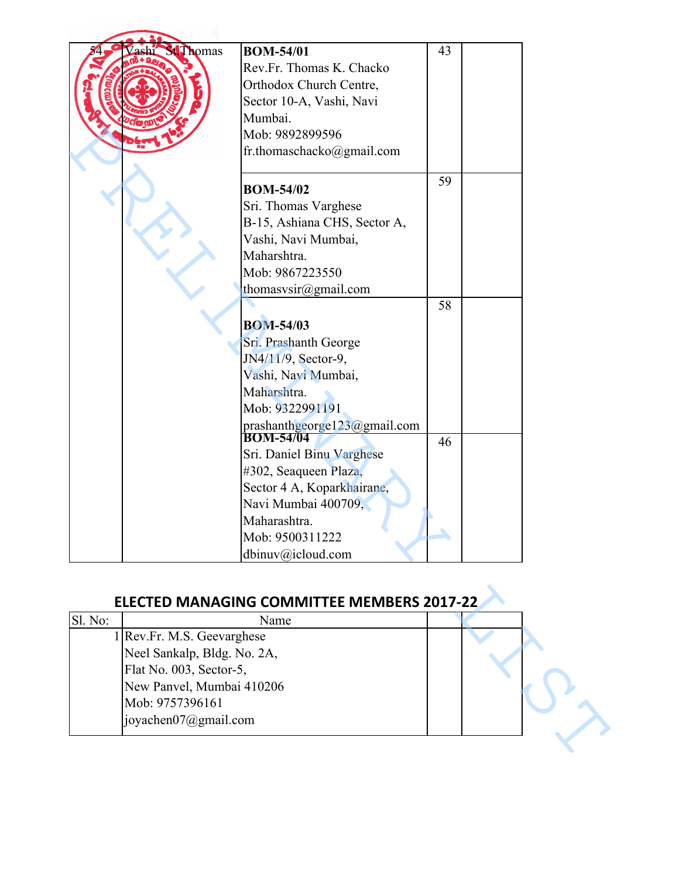| | | | | |
|---|---|---|---|---|
| 54 | Vashi St.Thomas | **BOM-54/01**<br>Rev.Fr. Thomas K. Chacko<br>Orthodox Church Centre,<br>Sector 10-A, Vashi, Navi Mumbai.<br>Mob: 9892899596<br>fr.thomaschacko@gmail.com | 43 | |
| | | **BOM-54/02**<br>Sri. Thomas Varghese<br>B-15, Ashiana CHS, Sector A,<br>Vashi, Navi Mumbai,<br>Maharshtra.<br>Mob: 9867223550<br>thomasvsir@gmail.com | 59 | |
| | | **BOM-54/03**<br>Sri. Prashanth George<br>JN4/11/9, Sector-9,<br>Vashi, Navi Mumbai,<br>Maharshtra.<br>Mob: 9322991191<br>prashanthgeorge123@gmail.com | 58 | |
| | | **BOM-54/04**<br>Sri. Daniel Binu Varghese<br>#302, Seaqueen Plaza,<br>Sector 4 A, Koparkhairane,<br>Navi Mumbai 400709,<br>Maharashtra.<br>Mob: 9500311222<br>dbinuv@icloud.com | 46 | |

## ELECTED MANAGING COMMITTEE MEMBERS 2017-22

| Sl. No: | Name | | |
|---|---|---|---|
| 1 | Rev.Fr. M.S. Geevarghese<br>Neel Sankalp, Bldg. No. 2A,<br>Flat No. 003, Sector-5,<br>New Panvel, Mumbai 410206<br>Mob: 9757396161<br>joyachen07@gmail.com | | |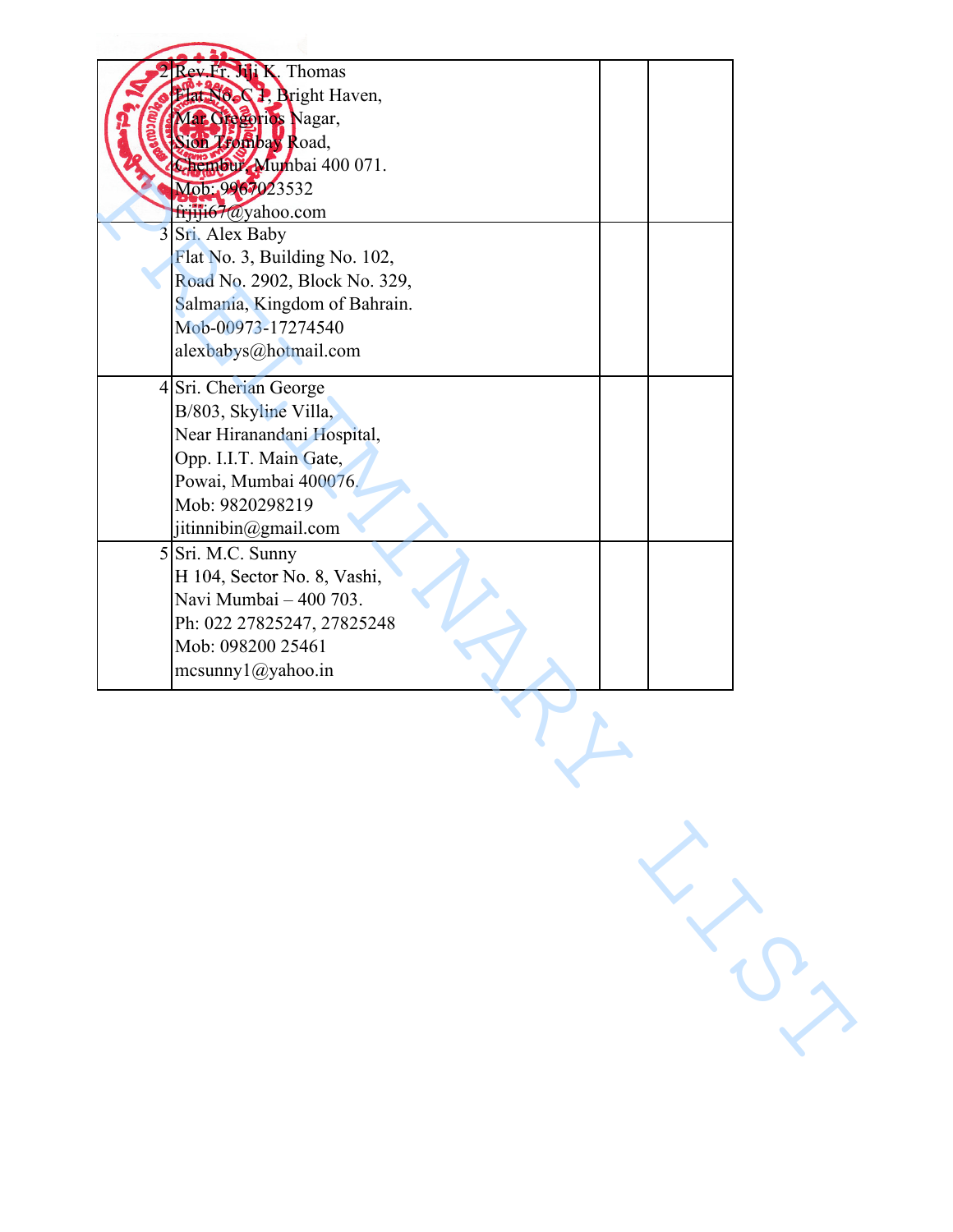| | | | |
|---|---|---|---|
| 2 | Rev.Fr. Jiji K. Thomas<br>Flat No. C 1, Bright Haven,<br>Mar Gregorios Nagar,<br>Sion Trombay Road,<br>Chembur, Mumbai 400 071.<br>Mob: 9967023532<br>frjiji67@yahoo.com | | |
| 3 | Sri. Alex Baby<br>Flat No. 3, Building No. 102,<br>Road No. 2902, Block No. 329,<br>Salmania, Kingdom of Bahrain.<br>Mob-00973-17274540<br>alexbabys@hotmail.com | | |
| 4 | Sri. Cherian George<br>B/803, Skyline Villa,<br>Near Hiranandani Hospital,<br>Opp. I.I.T. Main Gate,<br>Powai, Mumbai 400076.<br>Mob: 9820298219<br>jitinnibin@gmail.com | | |
| 5 | Sri. M.C. Sunny<br>H 104, Sector No. 8, Vashi,<br>Navi Mumbai – 400 703.<br>Ph: 022 27825247, 27825248<br>Mob: 098200 25461<br>mcsunny1@yahoo.in | | |

PRELIMINARY LIST